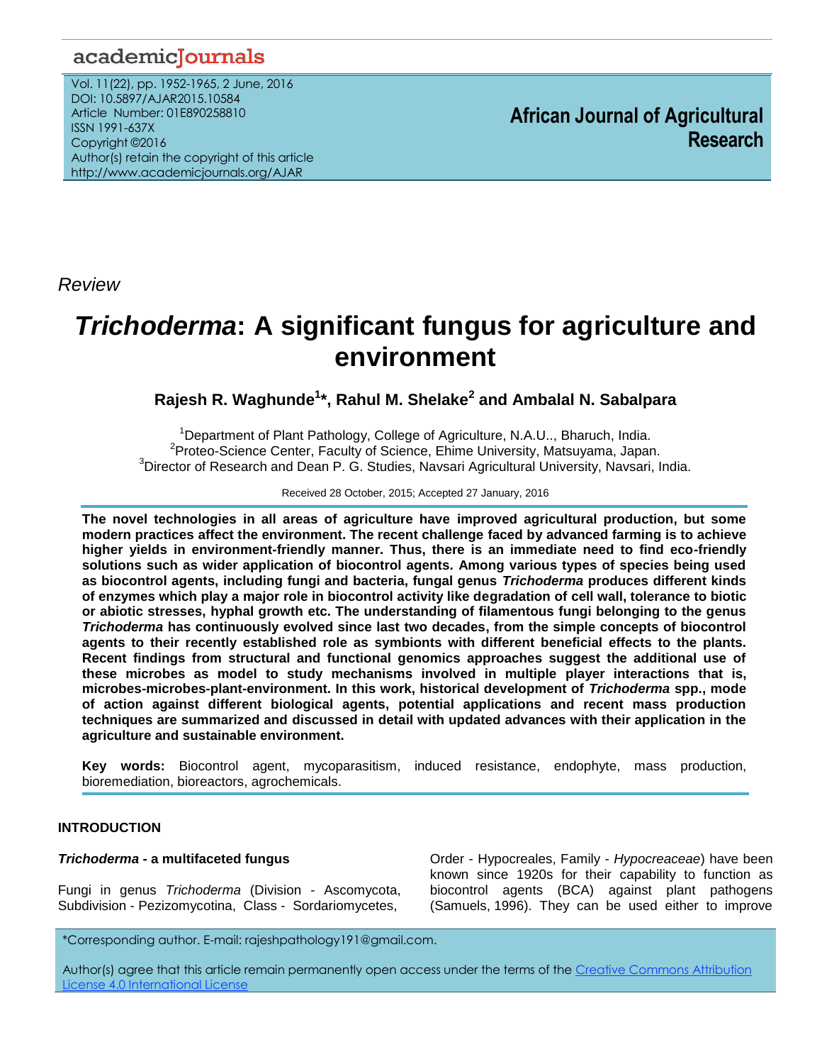*Review*

# *Trichoderma*: A significant fungus for agriculture and environment

**Rajesh R. Waghunde[1]\*, Rahul M. Shelake[2] and Ambalal N. Sabalpara**

[1]Department of Plant Pathology, College of Agriculture, N.A.U.., Bharuch, India.
[2]Proteo-Science Center, Faculty of Science, Ehime University, Matsuyama, Japan.
[3]Director of Research and Dean P. G. Studies, Navsari Agricultural University, Navsari, India.

Received 28 October, 2015; Accepted 27 January, 2016

**The novel technologies in all areas of agriculture have improved agricultural production, but some modern practices affect the environment. The recent challenge faced by advanced farming is to achieve higher yields in environment-friendly manner. Thus, there is an immediate need to find eco-friendly solutions such as wider application of biocontrol agents. Among various types of species being used as biocontrol agents, including fungi and bacteria, fungal genus *Trichoderma* produces different kinds of enzymes which play a major role in biocontrol activity like degradation of cell wall, tolerance to biotic or abiotic stresses, hyphal growth etc. The understanding of filamentous fungi belonging to the genus *Trichoderma* has continuously evolved since last two decades, from the simple concepts of biocontrol agents to their recently established role as symbionts with different beneficial effects to the plants. Recent findings from structural and functional genomics approaches suggest the additional use of these microbes as model to study mechanisms involved in multiple player interactions that is, microbes-microbes-plant-environment. In this work, historical development of *Trichoderma* spp., mode of action against different biological agents, potential applications and recent mass production techniques are summarized and discussed in detail with updated advances with their application in the agriculture and sustainable environment.**

**Key words:** Biocontrol agent, mycoparasitism, induced resistance, endophyte, mass production, bioremediation, bioreactors, agrochemicals.

## INTRODUCTION

### *Trichoderma* - a multifaceted fungus

Fungi in genus *Trichoderma* (Division - Ascomycota, Subdivision - Pezizomycotina, Class - Sordariomycetes, Order - Hypocreales, Family - *Hypocreaceae*) have been known since 1920s for their capability to function as biocontrol agents (BCA) against plant pathogens (Samuels, 1996). They can be used either to improve

\*Corresponding author. E-mail: rajeshpathology191@gmail.com.

Author(s) agree that this article remain permanently open access under the terms of the Creative Commons Attribution License 4.0 International License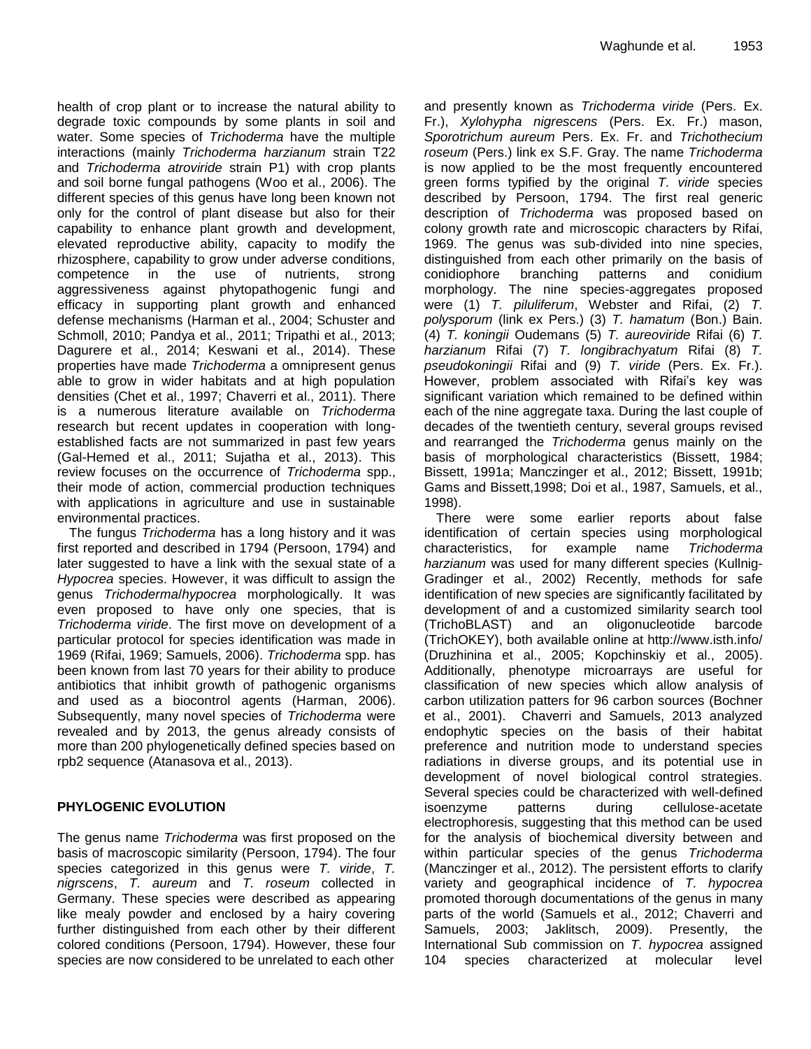health of crop plant or to increase the natural ability to degrade toxic compounds by some plants in soil and water. Some species of *Trichoderma* have the multiple interactions (mainly *Trichoderma harzianum* strain T22 and *Trichoderma atroviride* strain P1) with crop plants and soil borne fungal pathogens (Woo et al., 2006). The different species of this genus have long been known not only for the control of plant disease but also for their capability to enhance plant growth and development, elevated reproductive ability, capacity to modify the rhizosphere, capability to grow under adverse conditions, competence in the use of nutrients, strong aggressiveness against phytopathogenic fungi and efficacy in supporting plant growth and enhanced defense mechanisms (Harman et al., 2004; Schuster and Schmoll, 2010; Pandya et al., 2011; Tripathi et al., 2013; Dagurere et al., 2014; Keswani et al., 2014). These properties have made *Trichoderma* a omnipresent genus able to grow in wider habitats and at high population densities (Chet et al., 1997; Chaverri et al., 2011). There is a numerous literature available on *Trichoderma* research but recent updates in cooperation with long-established facts are not summarized in past few years (Gal-Hemed et al., 2011; Sujatha et al., 2013). This review focuses on the occurrence of *Trichoderma* spp., their mode of action, commercial production techniques with applications in agriculture and use in sustainable environmental practices.

The fungus *Trichoderma* has a long history and it was first reported and described in 1794 (Persoon, 1794) and later suggested to have a link with the sexual state of a *Hypocrea* species. However, it was difficult to assign the genus *Trichoderma*/*hypocrea* morphologically. It was even proposed to have only one species, that is *Trichoderma viride*. The first move on development of a particular protocol for species identification was made in 1969 (Rifai, 1969; Samuels, 2006). *Trichoderma* spp. has been known from last 70 years for their ability to produce antibiotics that inhibit growth of pathogenic organisms and used as a biocontrol agents (Harman, 2006). Subsequently, many novel species of *Trichoderma* were revealed and by 2013, the genus already consists of more than 200 phylegenetically defined species based on rpb2 sequence (Atanasova et al., 2013).

## PHYLOGENIC EVOLUTION

The genus name *Trichoderma* was first proposed on the basis of macroscopic similarity (Persoon, 1794). The four species categorized in this genus were *T. viride*, *T. nigrscens*, *T. aureum* and *T. roseum* collected in Germany. These species were described as appearing like mealy powder and enclosed by a hairy covering further distinguished from each other by their different colored conditions (Persoon, 1794). However, these four species are now considered to be unrelated to each other and presently known as *Trichoderma viride* (Pers. Ex. Fr.), *Xylohypha nigrescens* (Pers. Ex. Fr.) mason, *Sporotrichum aureum* Pers. Ex. Fr. and *Trichothecium roseum* (Pers.) link ex S.F. Gray. The name *Trichoderma* is now applied to be the most frequently encountered green forms typified by the original *T. viride* species described by Persoon, 1794. The first real generic description of *Trichoderma* was proposed based on colony growth rate and microscopic characters by Rifai, 1969. The genus was sub-divided into nine species, distinguished from each other primarily on the basis of conidiophore branching patterns and conidium morphology. The nine species-aggregates proposed were (1) *T. piluliferum*, Webster and Rifai, (2) *T. polysporum* (link ex Pers.) (3) *T. hamatum* (Bon.) Bain. (4) *T. koningii* Oudemans (5) *T. aureoviride* Rifai (6) *T. harzianum* Rifai (7) *T. longibrachyatum* Rifai (8) *T. pseudokoningii* Rifai and (9) *T. viride* (Pers. Ex. Fr.). However, problem associated with Rifai's key was significant variation which remained to be defined within each of the nine aggregate taxa. During the last couple of decades of the twentieth century, several groups revised and rearranged the *Trichoderma* genus mainly on the basis of morphological characteristics (Bissett, 1984; Bissett, 1991a; Manczinger et al., 2012; Bissett, 1991b; Gams and Bissett,1998; Doi et al., 1987, Samuels, et al., 1998).

There were some earlier reports about false identification of certain species using morphological characteristics, for example name *Trichoderma harzianum* was used for many different species (Kullnig-Gradinger et al., 2002) Recently, methods for safe identification of new species are significantly facilitated by development of and a customized similarity search tool (TrichoBLAST) and an oligonucleotide barcode (TrichOKEY), both available online at http://www.isth.info/ (Druzhinina et al., 2005; Kopchinskiy et al., 2005). Additionally, phenotype microarrays are useful for classification of new species which allow analysis of carbon utilization patters for 96 carbon sources (Bochner et al., 2001). Chaverri and Samuels, 2013 analyzed endophytic species on the basis of their habitat preference and nutrition mode to understand species radiations in diverse groups, and its potential use in development of novel biological control strategies. Several species could be characterized with well-defined isoenzyme patterns during cellulose-acetate electrophoresis, suggesting that this method can be used for the analysis of biochemical diversity between and within particular species of the genus *Trichoderma* (Manczinger et al., 2012). The persistent efforts to clarify variety and geographical incidence of *T. hypocrea* promoted thorough documentations of the genus in many parts of the world (Samuels et al., 2012; Chaverri and Samuels, 2003; Jaklitsch, 2009). Presently, the International Sub commission on *T. hypocrea* assigned 104 species characterized at molecular level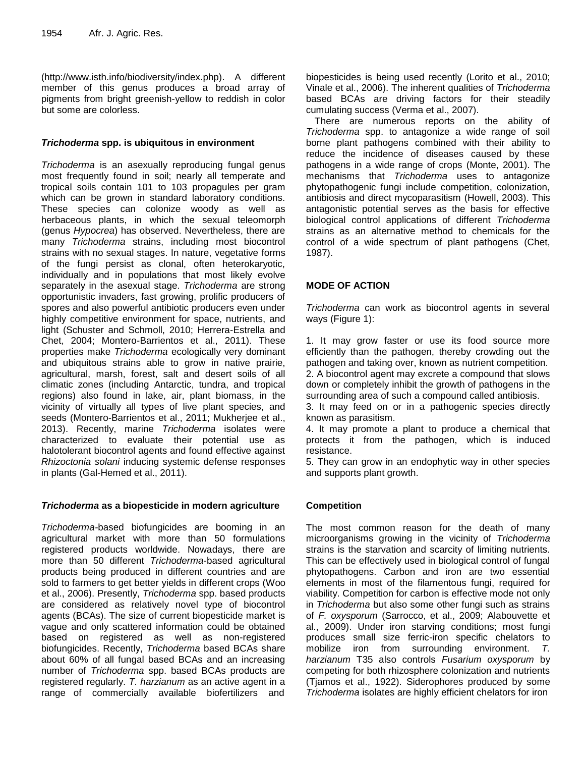(http://www.isth.info/biodiversity/index.php). A different member of this genus produces a broad array of pigments from bright greenish-yellow to reddish in color but some are colorless.

### ***Trichoderma* spp. is ubiquitous in environment**

*Trichoderma* is an asexually reproducing fungal genus most frequently found in soil; nearly all temperate and tropical soils contain 101 to 103 propagules per gram which can be grown in standard laboratory conditions. These species can colonize woody as well as herbaceous plants, in which the sexual teleomorph (genus *Hypocrea*) has observed. Nevertheless, there are many *Trichoderma* strains, including most biocontrol strains with no sexual stages. In nature, vegetative forms of the fungi persist as clonal, often heterokaryotic, individually and in populations that most likely evolve separately in the asexual stage. *Trichoderma* are strong opportunistic invaders, fast growing, prolific producers of spores and also powerful antibiotic producers even under highly competitive environment for space, nutrients, and light (Schuster and Schmoll, 2010; Herrera-Estrella and Chet, 2004; Montero-Barrientos et al., 2011). These properties make *Trichoderma* ecologically very dominant and ubiquitous strains able to grow in native prairie, agricultural, marsh, forest, salt and desert soils of all climatic zones (including Antarctic, tundra, and tropical regions) also found in lake, air, plant biomass, in the vicinity of virtually all types of live plant species, and seeds (Montero-Barrientos et al., 2011; Mukherjee et al., 2013). Recently, marine *Trichoderma* isolates were characterized to evaluate their potential use as halotolerant biocontrol agents and found effective against *Rhizoctonia solani* inducing systemic defense responses in plants (Gal-Hemed et al., 2011).

### ***Trichoderma* as a biopesticide in modern agriculture**

*Trichoderma*-based biofungicides are booming in an agricultural market with more than 50 formulations registered products worldwide. Nowadays, there are more than 50 different *Trichoderma*-based agricultural products being produced in different countries and are sold to farmers to get better yields in different crops (Woo et al., 2006). Presently, *Trichoderma* spp. based products are considered as relatively novel type of biocontrol agents (BCAs). The size of current biopesticide market is vague and only scattered information could be obtained based on registered as well as non-registered biofungicides. Recently, *Trichoderma* based BCAs share about 60% of all fungal based BCAs and an increasing number of *Trichoderma* spp. based BCAs products are registered regularly. *T. harzianum* as an active agent in a range of commercially available biofertilizers and biopesticides is being used recently (Lorito et al., 2010; Vinale et al., 2006). The inherent qualities of *Trichoderma* based BCAs are driving factors for their steadily cumulating success (Verma et al., 2007).

There are numerous reports on the ability of *Trichoderma* spp. to antagonize a wide range of soil borne plant pathogens combined with their ability to reduce the incidence of diseases caused by these pathogens in a wide range of crops (Monte, 2001). The mechanisms that *Trichoderma* uses to antagonize phytopathogenic fungi include competition, colonization, antibiosis and direct mycoparasitism (Howell, 2003). This antagonistic potential serves as the basis for effective biological control applications of different *Trichoderma* strains as an alternative method to chemicals for the control of a wide spectrum of plant pathogens (Chet, 1987).

## **MODE OF ACTION**

*Trichoderma* can work as biocontrol agents in several ways (Figure 1):

1. It may grow faster or use its food source more efficiently than the pathogen, thereby crowding out the pathogen and taking over, known as nutrient competition.
2. A biocontrol agent may excrete a compound that slows down or completely inhibit the growth of pathogens in the surrounding area of such a compound called antibiosis.
3. It may feed on or in a pathogenic species directly known as parasitism.
4. It may promote a plant to produce a chemical that protects it from the pathogen, which is induced resistance.
5. They can grow in an endophytic way in other species and supports plant growth.

### **Competition**

The most common reason for the death of many microorganisms growing in the vicinity of *Trichoderma* strains is the starvation and scarcity of limiting nutrients. This can be effectively used in biological control of fungal phytopathogens. Carbon and iron are two essential elements in most of the filamentous fungi, required for viability. Competition for carbon is effective mode not only in *Trichoderma* but also some other fungi such as strains of *F. oxysporum* (Sarrocco, et al., 2009; Alabouvette et al., 2009). Under iron starving conditions; most fungi produces small size ferric-iron specific chelators to mobilize iron from surrounding environment. *T. harzianum* T35 also controls *Fusarium oxysporum* by competing for both rhizosphere colonization and nutrients (Tjamos et al., 1922). Siderophores produced by some *Trichoderma* isolates are highly efficient chelators for iron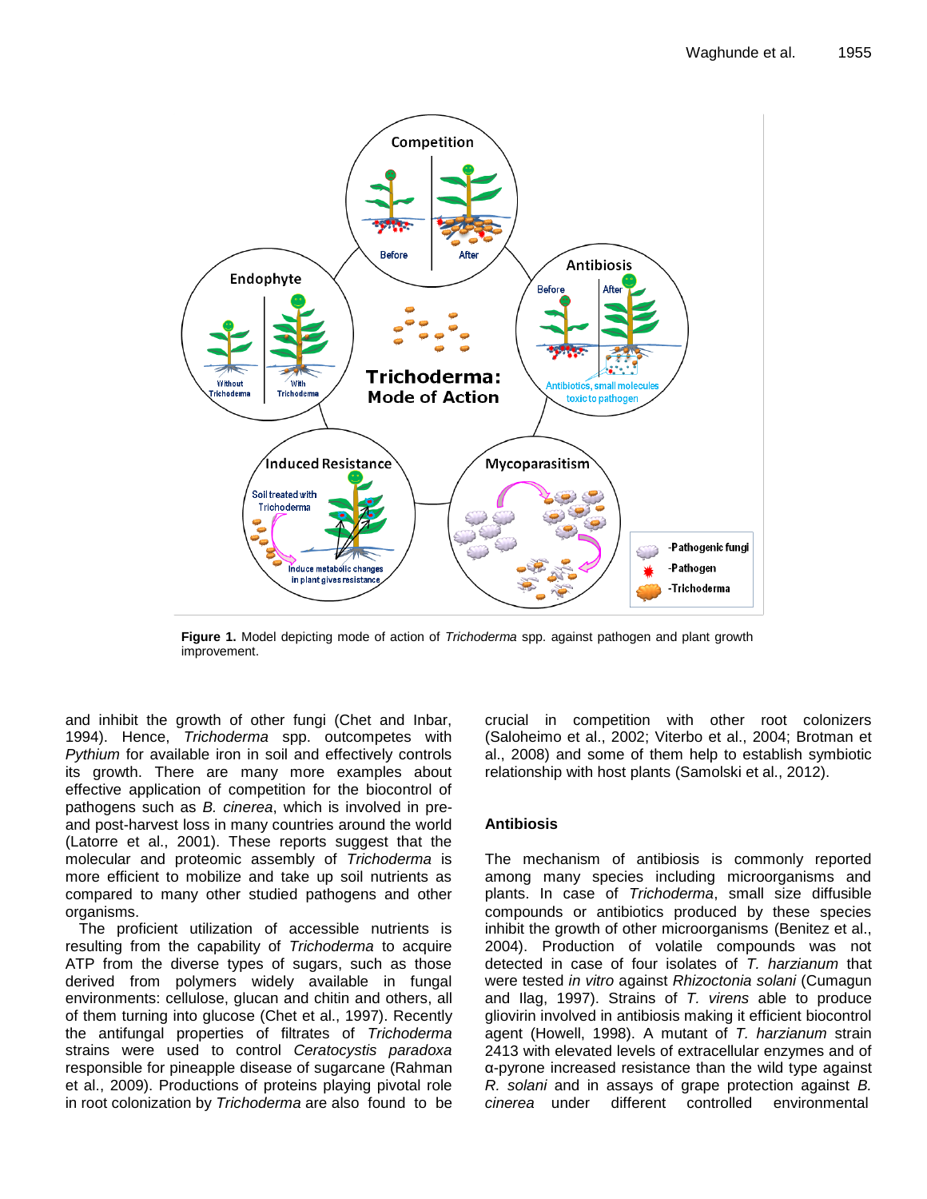**Figure 1.** Model depicting mode of action of *Trichoderma* spp. against pathogen and plant growth improvement.

and inhibit the growth of other fungi (Chet and Inbar, 1994). Hence, *Trichoderma* spp. outcompetes with *Pythium* for available iron in soil and effectively controls its growth. There are many more examples about effective application of competition for the biocontrol of pathogens such as *B. cinerea*, which is involved in pre- and post-harvest loss in many countries around the world (Latorre et al., 2001). These reports suggest that the molecular and proteomic assembly of *Trichoderma* is more efficient to mobilize and take up soil nutrients as compared to many other studied pathogens and other organisms.

The proficient utilization of accessible nutrients is resulting from the capability of *Trichoderma* to acquire ATP from the diverse types of sugars, such as those derived from polymers widely available in fungal environments: cellulose, glucan and chitin and others, all of them turning into glucose (Chet et al., 1997). Recently the antifungal properties of filtrates of *Trichoderma* strains were used to control *Ceratocystis paradoxa* responsible for pineapple disease of sugarcane (Rahman et al., 2009). Productions of proteins playing pivotal role in root colonization by *Trichoderma* are also found to be crucial in competition with other root colonizers (Saloheimo et al., 2002; Viterbo et al., 2004; Brotman et al., 2008) and some of them help to establish symbiotic relationship with host plants (Samolski et al., 2012).

## Antibiosis

The mechanism of antibiosis is commonly reported among many species including microorganisms and plants. In case of *Trichoderma*, small size diffusible compounds or antibiotics produced by these species inhibit the growth of other microorganisms (Benitez et al., 2004). Production of volatile compounds was not detected in case of four isolates of *T. harzianum* that were tested *in vitro* against *Rhizoctonia solani* (Cumagun and Ilag, 1997). Strains of *T. virens* able to produce gliovirin involved in antibiosis making it efficient biocontrol agent (Howell, 1998). A mutant of *T. harzianum* strain 2413 with elevated levels of extracellular enzymes and of α-pyrone increased resistance than the wild type against *R. solani* and in assays of grape protection against *B. cinerea* under different controlled environmental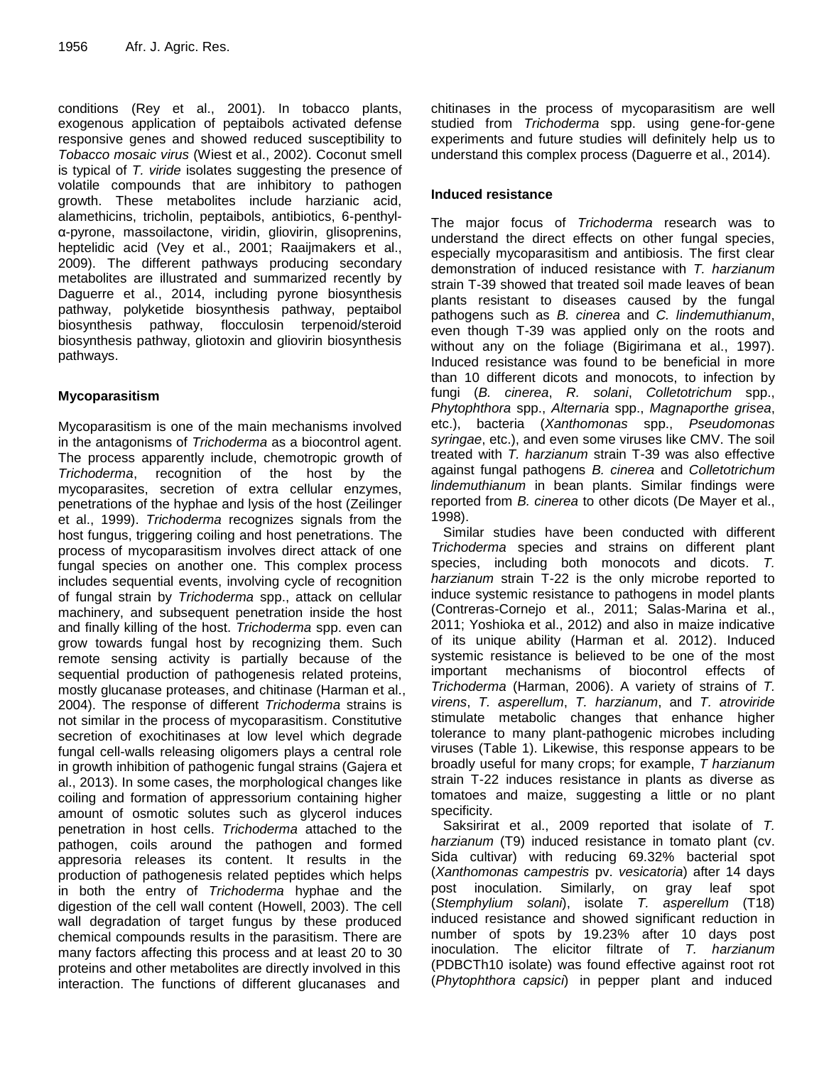conditions (Rey et al., 2001). In tobacco plants, exogenous application of peptaibols activated defense responsive genes and showed reduced susceptibility to *Tobacco mosaic virus* (Wiest et al., 2002). Coconut smell is typical of *T. viride* isolates suggesting the presence of volatile compounds that are inhibitory to pathogen growth. These metabolites include harzianic acid, alamethicins, tricholin, peptaibols, antibiotics, 6-penthyl-α-pyrone, massoilactone, viridin, gliovirin, glisoprenins, heptelidic acid (Vey et al., 2001; Raaijmakers et al., 2009). The different pathways producing secondary metabolites are illustrated and summarized recently by Daguerre et al., 2014, including pyrone biosynthesis pathway, polyketide biosynthesis pathway, peptaibol biosynthesis pathway, flocculosin terpenoid/steroid biosynthesis pathway, gliotoxin and gliovirin biosynthesis pathways.

## Mycoparasitism

Mycoparasitism is one of the main mechanisms involved in the antagonisms of *Trichoderma* as a biocontrol agent. The process apparently include, chemotropic growth of *Trichoderma*, recognition of the host by the mycoparasites, secretion of extra cellular enzymes, penetrations of the hyphae and lysis of the host (Zeilinger et al., 1999). *Trichoderma* recognizes signals from the host fungus, triggering coiling and host penetrations. The process of mycoparasitism involves direct attack of one fungal species on another one. This complex process includes sequential events, involving cycle of recognition of fungal strain by *Trichoderma* spp., attack on cellular machinery, and subsequent penetration inside the host and finally killing of the host. *Trichoderma* spp. even can grow towards fungal host by recognizing them. Such remote sensing activity is partially because of the sequential production of pathogenesis related proteins, mostly glucanase proteases, and chitinase (Harman et al., 2004). The response of different *Trichoderma* strains is not similar in the process of mycoparasitism. Constitutive secretion of exochitinases at low level which degrade fungal cell-walls releasing oligomers plays a central role in growth inhibition of pathogenic fungal strains (Gajera et al., 2013). In some cases, the morphological changes like coiling and formation of appressorium containing higher amount of osmotic solutes such as glycerol induces penetration in host cells. *Trichoderma* attached to the pathogen, coils around the pathogen and formed appresoria releases its content. It results in the production of pathogenesis related peptides which helps in both the entry of *Trichoderma* hyphae and the digestion of the cell wall content (Howell, 2003). The cell wall degradation of target fungus by these produced chemical compounds results in the parasitism. There are many factors affecting this process and at least 20 to 30 proteins and other metabolites are directly involved in this interaction. The functions of different glucanases and chitinases in the process of mycoparasitism are well studied from *Trichoderma* spp. using gene-for-gene experiments and future studies will definitely help us to understand this complex process (Daguerre et al., 2014).

## Induced resistance

The major focus of *Trichoderma* research was to understand the direct effects on other fungal species, especially mycoparasitism and antibiosis. The first clear demonstration of induced resistance with *T. harzianum* strain T-39 showed that treated soil made leaves of bean plants resistant to diseases caused by the fungal pathogens such as *B. cinerea* and *C. lindemuthianum*, even though T-39 was applied only on the roots and without any on the foliage (Bigirimana et al., 1997). Induced resistance was found to be beneficial in more than 10 different dicots and monocots, to infection by fungi (*B. cinerea*, *R. solani*, *Colletotrichum* spp., *Phytophthora* spp., *Alternaria* spp., *Magnaporthe grisea*, etc.), bacteria (*Xanthomonas* spp., *Pseudomonas syringae*, etc.), and even some viruses like CMV. The soil treated with *T. harzianum* strain T-39 was also effective against fungal pathogens *B. cinerea* and *Colletotrichum lindemuthianum* in bean plants. Similar findings were reported from *B. cinerea* to other dicots (De Mayer et al., 1998).

Similar studies have been conducted with different *Trichoderma* species and strains on different plant species, including both monocots and dicots. *T. harzianum* strain T-22 is the only microbe reported to induce systemic resistance to pathogens in model plants (Contreras-Cornejo et al., 2011; Salas-Marina et al., 2011; Yoshioka et al., 2012) and also in maize indicative of its unique ability (Harman et al. 2012). Induced systemic resistance is believed to be one of the most important mechanisms of biocontrol effects of *Trichoderma* (Harman, 2006). A variety of strains of *T. virens*, *T. asperellum*, *T. harzianum*, and *T. atroviride* stimulate metabolic changes that enhance higher tolerance to many plant-pathogenic microbes including viruses (Table 1). Likewise, this response appears to be broadly useful for many crops; for example, *T harzianum* strain T-22 induces resistance in plants as diverse as tomatoes and maize, suggesting a little or no plant specificity.

Saksirirat et al., 2009 reported that isolate of *T. harzianum* (T9) induced resistance in tomato plant (cv. Sida cultivar) with reducing 69.32% bacterial spot (*Xanthomonas campestris* pv. *vesicatoria*) after 14 days post inoculation. Similarly, on gray leaf spot (*Stemphylium solani*), isolate *T. asperellum* (T18) induced resistance and showed significant reduction in number of spots by 19.23% after 10 days post inoculation. The elicitor filtrate of *T. harzianum* (PDBCTh10 isolate) was found effective against root rot (*Phytophthora capsici*) in pepper plant and induced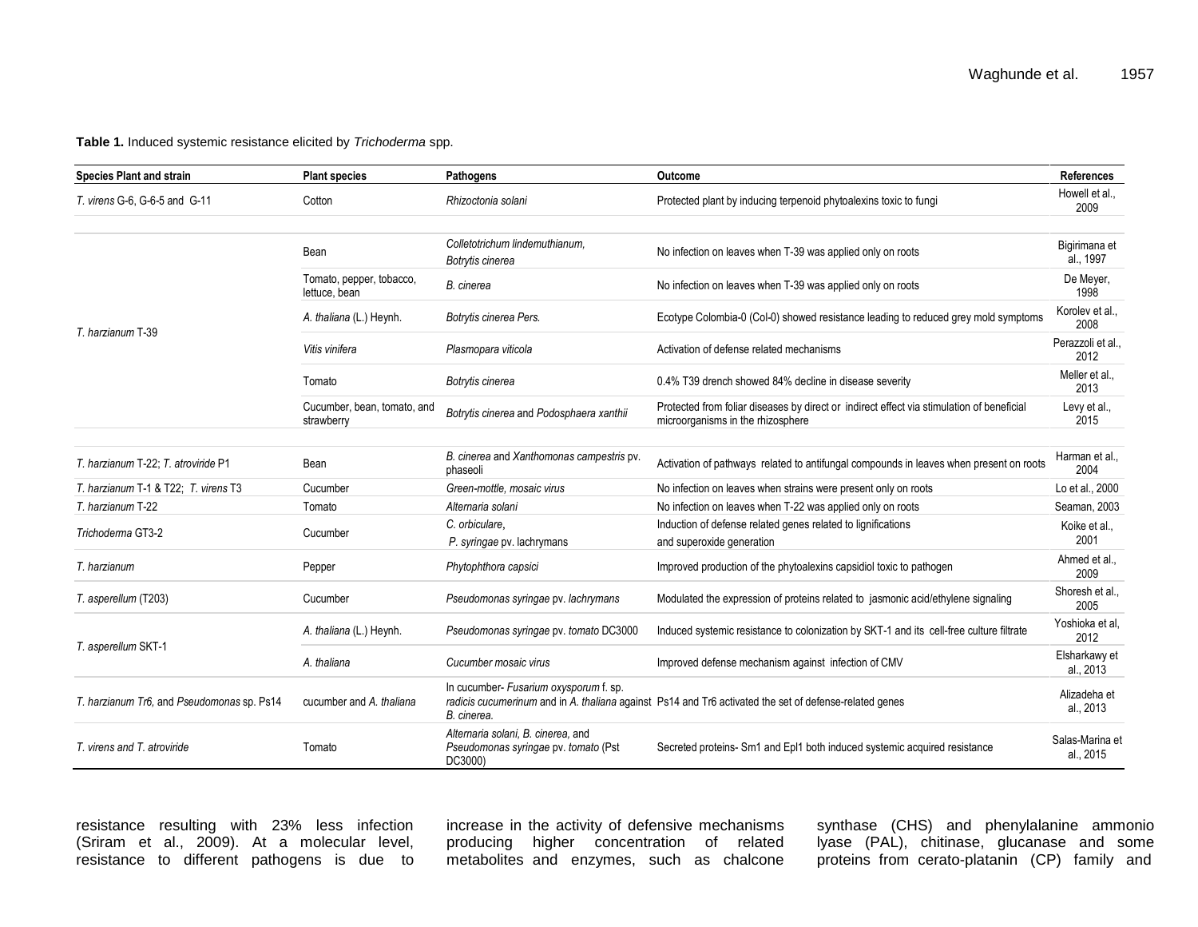**Table 1.** Induced systemic resistance elicited by *Trichoderma* spp.

| Species Plant and strain | Plant species | Pathogens | Outcome | References |
|---|---|---|---|---|
| *T. virens* G-6, G-6-5 and G-11 | Cotton | *Rhizoctonia solani* | Protected plant by inducing terpenoid phytoalexins toxic to fungi | Howell et al., 2009 |
| *T. harzianum* T-39 | Bean | *Colletotrichum lindemuthianum*, *Botrytis cinerea* | No infection on leaves when T-39 was applied only on roots | Bigirimana et al., 1997 |
| | Tomato, pepper, tobacco, lettuce, bean | *B. cinerea* | No infection on leaves when T-39 was applied only on roots | De Meyer, 1998 |
| | *A. thaliana* (L.) Heynh. | *Botrytis cinerea Pers.* | Ecotype Colombia-0 (Col-0) showed resistance leading to reduced grey mold symptoms | Korolev et al., 2008 |
| | *Vitis vinifera* | *Plasmopara viticola* | Activation of defense related mechanisms | Perazzoli et al., 2012 |
| | Tomato | *Botrytis cinerea* | 0.4% T39 drench showed 84% decline in disease severity | Meller et al., 2013 |
| | Cucumber, bean, tomato, and strawberry | *Botrytis cinerea* and *Podosphaera xanthii* | Protected from foliar diseases by direct or indirect effect via stimulation of beneficial microorganisms in the rhizosphere | Levy et al., 2015 |
| *T. harzianum* T-22; *T. atroviride* P1 | Bean | *B. cinerea* and *Xanthomonas campestris* pv. phaseoli | Activation of pathways related to antifungal compounds in leaves when present on roots | Harman et al., 2004 |
| *T. harzianum* T-1 & T22; *T. virens* T3 | Cucumber | *Green-mottle, mosaic virus* | No infection on leaves when strains were present only on roots | Lo et al., 2000 |
| *T. harzianum* T-22 | Tomato | *Alternaria solani* | No infection on leaves when T-22 was applied only on roots | Seaman, 2003 |
| *Trichoderma* GT3-2 | Cucumber | *C. orbiculare*, *P. syringae* pv. lachrymans | Induction of defense related genes related to lignifications and superoxide generation | Koike et al., 2001 |
| *T. harzianum* | Pepper | *Phytophthora capsici* | Improved production of the phytoalexins capsidiol toxic to pathogen | Ahmed et al., 2009 |
| *T. asperellum* (T203) | Cucumber | *Pseudomonas syringae* pv. *lachrymans* | Modulated the expression of proteins related to jasmonic acid/ethylene signaling | Shoresh et al., 2005 |
| *T. asperellum* SKT-1 | *A. thaliana* (L.) Heynh. | *Pseudomonas syringae* pv. *tomato* DC3000 | Induced systemic resistance to colonization by SKT-1 and its cell-free culture filtrate | Yoshioka et al, 2012 |
| | *A. thaliana* | *Cucumber mosaic virus* | Improved defense mechanism against infection of CMV | Elsharkawy et al., 2013 |
| *T. harzianum Tr6*, and *Pseudomonas* sp. Ps14 | cucumber and *A. thaliana* | In cucumber- *Fusarium oxysporum* f. sp. *radicis cucumerinum* and in *A. thaliana* against *B. cinerea.* | Ps14 and Tr6 activated the set of defense-related genes | Alizadeha et al., 2013 |
| *T. virens and T. atroviride* | Tomato | *Alternaria solani, B. cinerea,* and *Pseudomonas syringae* pv. *tomato* (Pst DC3000) | Secreted proteins- Sm1 and Epl1 both induced systemic acquired resistance | Salas-Marina et al., 2015 |

resistance resulting with 23% less infection (Sriram et al., 2009). At a molecular level, resistance to different pathogens is due to increase in the activity of defensive mechanisms producing higher concentration of related metabolites and enzymes, such as chalcone synthase (CHS) and phenylalanine ammonio lyase (PAL), chitinase, glucanase and some proteins from cerato-platanin (CP) family and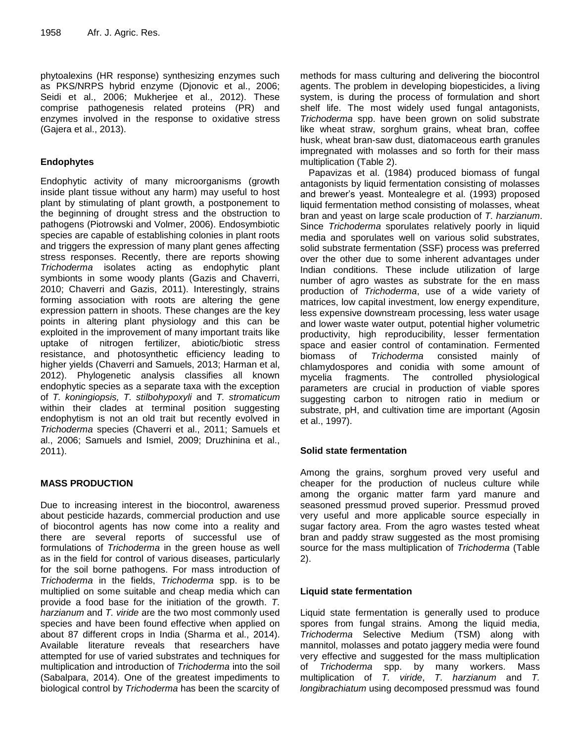phytoalexins (HR response) synthesizing enzymes such as PKS/NRPS hybrid enzyme (Djonovic et al., 2006; Seidi et al., 2006; Mukherjee et al., 2012). These comprise pathogenesis related proteins (PR) and enzymes involved in the response to oxidative stress (Gajera et al., 2013).

### Endophytes

Endophytic activity of many microorganisms (growth inside plant tissue without any harm) may useful to host plant by stimulating of plant growth, a postponement to the beginning of drought stress and the obstruction to pathogens (Piotrowski and Volmer, 2006). Endosymbiotic species are capable of establishing colonies in plant roots and triggers the expression of many plant genes affecting stress responses. Recently, there are reports showing *Trichoderma* isolates acting as endophytic plant symbionts in some woody plants (Gazis and Chaverri, 2010; Chaverri and Gazis, 2011). Interestingly, strains forming association with roots are altering the gene expression pattern in shoots. These changes are the key points in altering plant physiology and this can be exploited in the improvement of many important traits like uptake of nitrogen fertilizer, abiotic/biotic stress resistance, and photosynthetic efficiency leading to higher yields (Chaverri and Samuels, 2013; Harman et al, 2012). Phylogenetic analysis classifies all known endophytic species as a separate taxa with the exception of *T. koningiopsis, T. stilbohypoxyli* and *T. stromaticum* within their clades at terminal position suggesting endophytism is not an old trait but recently evolved in *Trichoderma* species (Chaverri et al., 2011; Samuels et al., 2006; Samuels and Ismiel, 2009; Druzhinina et al., 2011).

## MASS PRODUCTION

Due to increasing interest in the biocontrol, awareness about pesticide hazards, commercial production and use of biocontrol agents has now come into a reality and there are several reports of successful use of formulations of *Trichoderma* in the green house as well as in the field for control of various diseases, particularly for the soil borne pathogens. For mass introduction of *Trichoderma* in the fields, *Trichoderma* spp. is to be multiplied on some suitable and cheap media which can provide a food base for the initiation of the growth. *T. harzianum* and *T. viride* are the two most commonly used species and have been found effective when applied on about 87 different crops in India (Sharma et al., 2014). Available literature reveals that researchers have attempted for use of varied substrates and techniques for multiplication and introduction of *Trichoderma* into the soil (Sabalpara, 2014). One of the greatest impediments to biological control by *Trichoderma* has been the scarcity of methods for mass culturing and delivering the biocontrol agents. The problem in developing biopesticides, a living system, is during the process of formulation and short shelf life. The most widely used fungal antagonists, *Trichoderma* spp. have been grown on solid substrate like wheat straw, sorghum grains, wheat bran, coffee husk, wheat bran-saw dust, diatomaceous earth granules impregnated with molasses and so forth for their mass multiplication (Table 2).

Papavizas et al. (1984) produced biomass of fungal antagonists by liquid fermentation consisting of molasses and brewer's yeast. Montealegre et al. (1993) proposed liquid fermentation method consisting of molasses, wheat bran and yeast on large scale production of *T. harzianum*. Since *Trichoderma* sporulates relatively poorly in liquid media and sporulates well on various solid substrates, solid substrate fermentation (SSF) process was preferred over the other due to some inherent advantages under Indian conditions. These include utilization of large number of agro wastes as substrate for the en mass production of *Trichoderma*, use of a wide variety of matrices, low capital investment, low energy expenditure, less expensive downstream processing, less water usage and lower waste water output, potential higher volumetric productivity, high reproducibility, lesser fermentation space and easier control of contamination. Fermented biomass of *Trichoderma* consisted mainly of chlamydospores and conidia with some amount of mycelia fragments. The controlled physiological parameters are crucial in production of viable spores suggesting carbon to nitrogen ratio in medium or substrate, pH, and cultivation time are important (Agosin et al., 1997).

### Solid state fermentation

Among the grains, sorghum proved very useful and cheaper for the production of nucleus culture while among the organic matter farm yard manure and seasoned pressmud proved superior. Pressmud proved very useful and more applicable source especially in sugar factory area. From the agro wastes tested wheat bran and paddy straw suggested as the most promising source for the mass multiplication of *Trichoderma* (Table 2).

### Liquid state fermentation

Liquid state fermentation is generally used to produce spores from fungal strains. Among the liquid media, *Trichoderma* Selective Medium (TSM) along with mannitol, molasses and potato jaggery media were found very effective and suggested for the mass multiplication of *Trichoderma* spp. by many workers. Mass multiplication of *T. viride*, *T. harzianum* and *T. longibrachiatum* using decomposed pressmud was found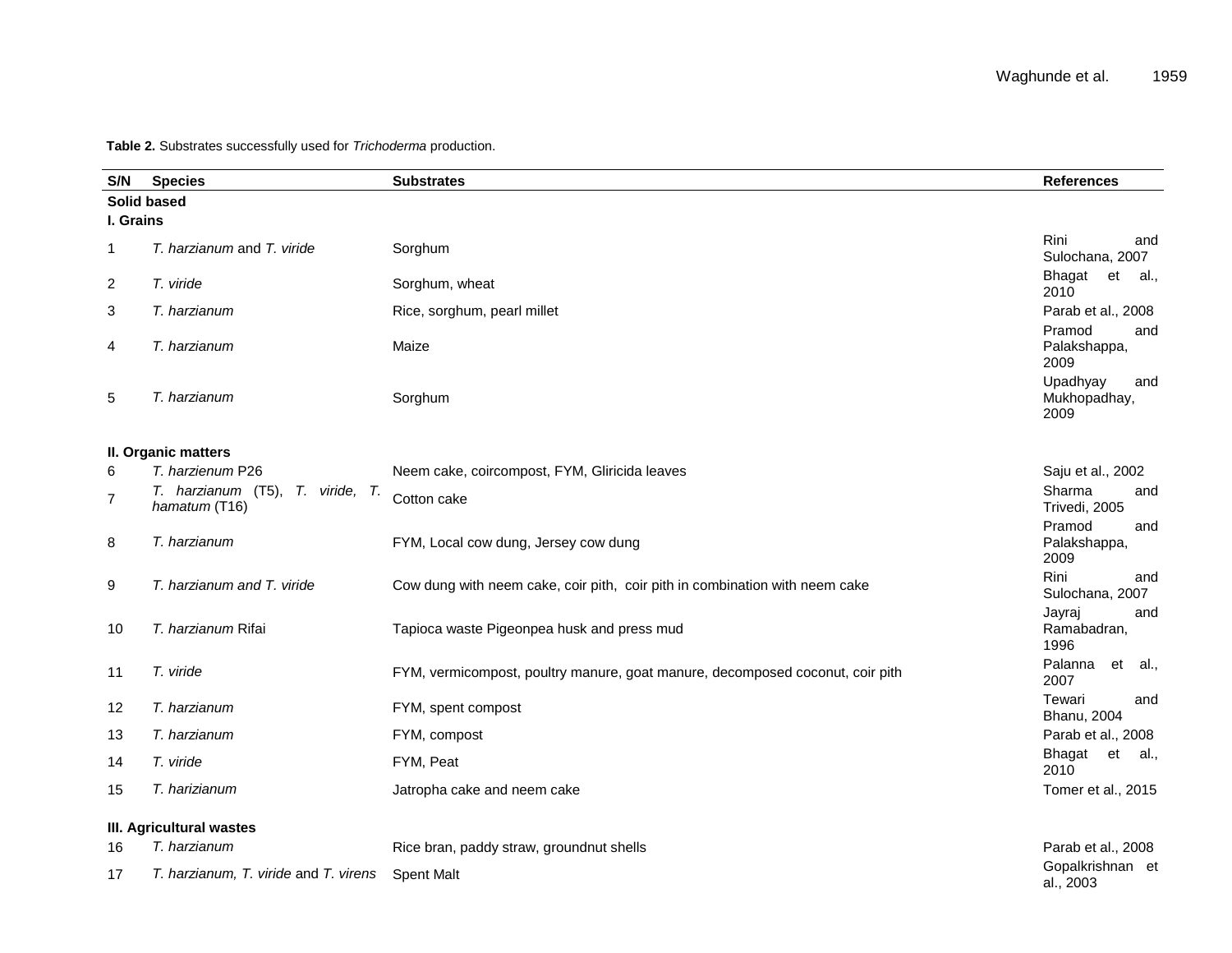**Table 2.** Substrates successfully used for *Trichoderma* production.

| S/N | Species | Substrates | References |
|---|---|---|---|
| **Solid based** | | | |
| **I. Grains** | | | |
| 1 | *T. harzianum* and *T. viride* | Sorghum | Rini and Sulochana, 2007 |
| 2 | *T. viride* | Sorghum, wheat | Bhagat et al., 2010 |
| 3 | *T. harzianum* | Rice, sorghum, pearl millet | Parab et al., 2008 |
| 4 | *T. harzianum* | Maize | Pramod and Palakshappa, 2009 |
| 5 | *T. harzianum* | Sorghum | Upadhyay and Mukhopadhay, 2009 |
| **II. Organic matters** | | | |
| 6 | *T. harzienum* P26 | Neem cake, coircompost, FYM, Gliricida leaves | Saju et al., 2002 |
| 7 | *T. harzianum* (T5), *T. viride, T. hamatum* (T16) | Cotton cake | Sharma and Trivedi, 2005 |
| 8 | *T. harzianum* | FYM, Local cow dung, Jersey cow dung | Pramod and Palakshappa, 2009 |
| 9 | *T. harzianum and T. viride* | Cow dung with neem cake, coir pith, coir pith in combination with neem cake | Rini and Sulochana, 2007 |
| 10 | *T. harzianum* Rifai | Tapioca waste Pigeonpea husk and press mud | Jayraj and Ramabadran, 1996 |
| 11 | *T. viride* | FYM, vermicompost, poultry manure, goat manure, decomposed coconut, coir pith | Palanna et al., 2007 |
| 12 | *T. harzianum* | FYM, spent compost | Tewari and Bhanu, 2004 |
| 13 | *T. harzianum* | FYM, compost | Parab et al., 2008 |
| 14 | *T. viride* | FYM, Peat | Bhagat et al., 2010 |
| 15 | *T. harizianum* | Jatropha cake and neem cake | Tomer et al., 2015 |
| **III. Agricultural wastes** | | | |
| 16 | *T. harzianum* | Rice bran, paddy straw, groundnut shells | Parab et al., 2008 |
| 17 | *T. harzianum, T. viride* and *T. virens* | Spent Malt | Gopalkrishnan et al., 2003 |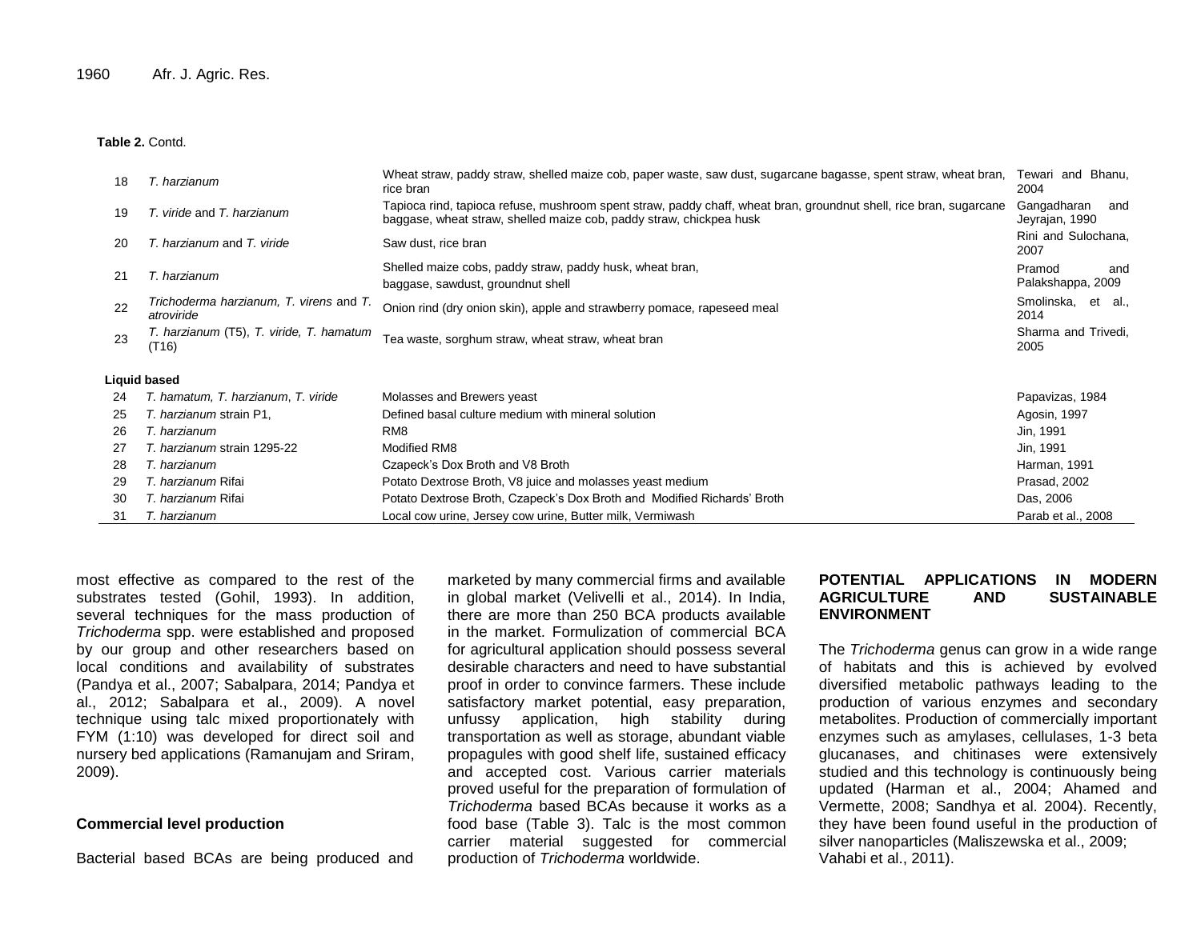**Table 2.** Contd.

| | | | |
|---|---|---|---|
| 18 | *T. harzianum* | Wheat straw, paddy straw, shelled maize cob, paper waste, saw dust, sugarcane bagasse, spent straw, wheat bran, rice bran | Tewari and Bhanu, 2004 |
| 19 | *T. viride* and *T. harzianum* | Tapioca rind, tapioca refuse, mushroom spent straw, paddy chaff, wheat bran, groundnut shell, rice bran, sugarcane baggase, wheat straw, shelled maize cob, paddy straw, chickpea husk | Gangadharan and Jeyrajan, 1990 |
| 20 | *T. harzianum* and *T. viride* | Saw dust, rice bran | Rini and Sulochana, 2007 |
| 21 | *T. harzianum* | Shelled maize cobs, paddy straw, paddy husk, wheat bran, baggase, sawdust, groundnut shell | Pramod and Palakshappa, 2009 |
| 22 | *Trichoderma harzianum, T. virens* and *T. atroviride* | Onion rind (dry onion skin), apple and strawberry pomace, rapeseed meal | Smolinska, et al., 2014 |
| 23 | *T. harzianum* (T5), *T. viride, T. hamatum* (T16) | Tea waste, sorghum straw, wheat straw, wheat bran | Sharma and Trivedi, 2005 |
| **Liquid based** | | | |
| 24 | *T. hamatum, T. harzianum, T. viride* | Molasses and Brewers yeast | Papavizas, 1984 |
| 25 | *T. harzianum* strain P1, | Defined basal culture medium with mineral solution | Agosin, 1997 |
| 26 | *T. harzianum* | RM8 | Jin, 1991 |
| 27 | *T. harzianum* strain 1295-22 | Modified RM8 | Jin, 1991 |
| 28 | *T. harzianum* | Czapeck's Dox Broth and V8 Broth | Harman, 1991 |
| 29 | *T. harzianum* Rifai | Potato Dextrose Broth, V8 juice and molasses yeast medium | Prasad, 2002 |
| 30 | *T. harzianum* Rifai | Potato Dextrose Broth, Czapeck's Dox Broth and Modified Richards' Broth | Das, 2006 |
| 31 | *T. harzianum* | Local cow urine, Jersey cow urine, Butter milk, Vermiwash | Parab et al., 2008 |

most effective as compared to the rest of the substrates tested (Gohil, 1993). In addition, several techniques for the mass production of *Trichoderma* spp. were established and proposed by our group and other researchers based on local conditions and availability of substrates (Pandya et al., 2007; Sabalpara, 2014; Pandya et al., 2012; Sabalpara et al., 2009). A novel technique using talc mixed proportionately with FYM (1:10) was developed for direct soil and nursery bed applications (Ramanujam and Sriram, 2009).

### Commercial level production

Bacterial based BCAs are being produced and marketed by many commercial firms and available in global market (Velivelli et al., 2014). In India, there are more than 250 BCA products available in the market. Formulization of commercial BCA for agricultural application should possess several desirable characters and need to have substantial proof in order to convince farmers. These include satisfactory market potential, easy preparation, unfussy application, high stability during transportation as well as storage, abundant viable propagules with good shelf life, sustained efficacy and accepted cost. Various carrier materials proved useful for the preparation of formulation of *Trichoderma* based BCAs because it works as a food base (Table 3). Talc is the most common carrier material suggested for commercial production of *Trichoderma* worldwide.

## POTENTIAL APPLICATIONS IN MODERN AGRICULTURE AND SUSTAINABLE ENVIRONMENT

The *Trichoderma* genus can grow in a wide range of habitats and this is achieved by evolved diversified metabolic pathways leading to the production of various enzymes and secondary metabolites. Production of commercially important enzymes such as amylases, cellulases, 1-3 beta glucanases, and chitinases were extensively studied and this technology is continuously being updated (Harman et al., 2004; Ahamed and Vermette, 2008; Sandhya et al. 2004). Recently, they have been found useful in the production of silver nanoparticles (Maliszewska et al., 2009; Vahabi et al., 2011).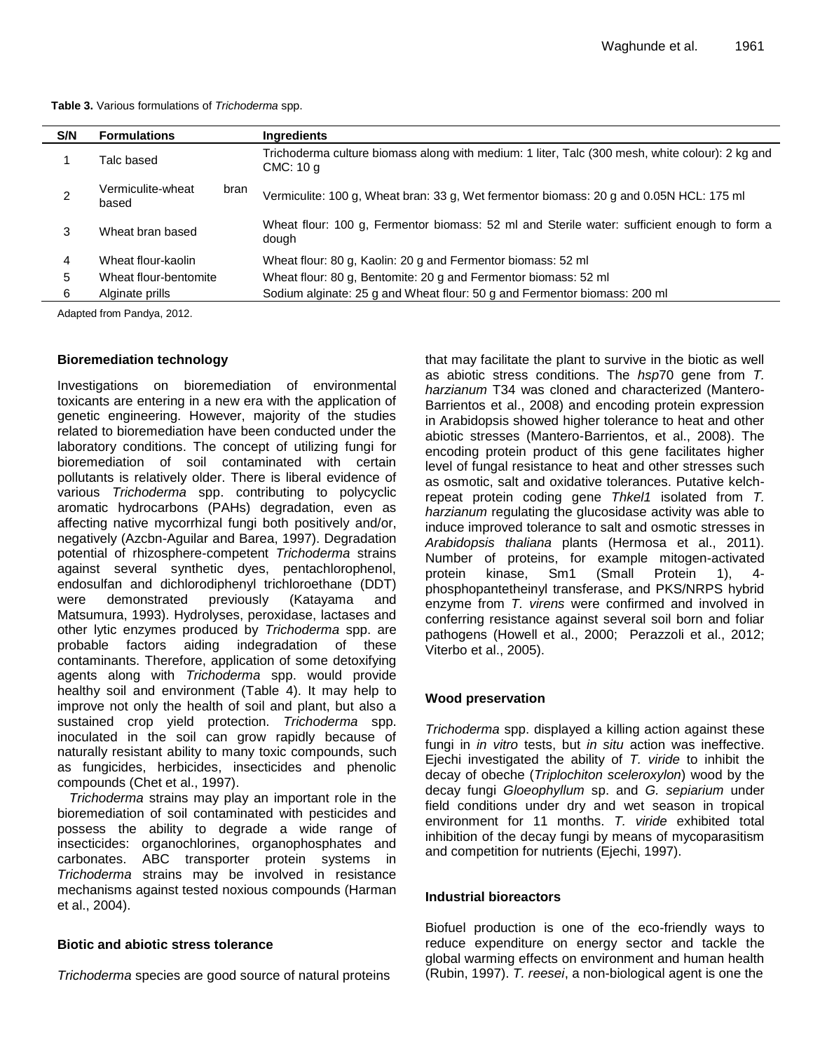**Table 3.** Various formulations of *Trichoderma* spp.

| S/N | Formulations | Ingredients |
|---|---|---|
| 1 | Talc based | Trichoderma culture biomass along with medium: 1 liter, Talc (300 mesh, white colour): 2 kg and CMC: 10 g |
| 2 | Vermiculite-wheat bran based | Vermiculite: 100 g, Wheat bran: 33 g, Wet fermentor biomass: 20 g and 0.05N HCL: 175 ml |
| 3 | Wheat bran based | Wheat flour: 100 g, Fermentor biomass: 52 ml and Sterile water: sufficient enough to form a dough |
| 4 | Wheat flour-kaolin | Wheat flour: 80 g, Kaolin: 20 g and Fermentor biomass: 52 ml |
| 5 | Wheat flour-bentomite | Wheat flour: 80 g, Bentomite: 20 g and Fermentor biomass: 52 ml |
| 6 | Alginate prills | Sodium alginate: 25 g and Wheat flour: 50 g and Fermentor biomass: 200 ml |

Adapted from Pandya, 2012.

### Bioremediation technology

Investigations on bioremediation of environmental toxicants are entering in a new era with the application of genetic engineering. However, majority of the studies related to bioremediation have been conducted under the laboratory conditions. The concept of utilizing fungi for bioremediation of soil contaminated with certain pollutants is relatively older. There is liberal evidence of various *Trichoderma* spp. contributing to polycyclic aromatic hydrocarbons (PAHs) degradation, even as affecting native mycorrhizal fungi both positively and/or, negatively (Azcbn-Aguilar and Barea, 1997). Degradation potential of rhizosphere-competent *Trichoderma* strains against several synthetic dyes, pentachlorophenol, endosulfan and dichlorodiphenyl trichloroethane (DDT) were demonstrated previously (Katayama and Matsumura, 1993). Hydrolyses, peroxidase, lactases and other lytic enzymes produced by *Trichoderma* spp. are probable factors aiding indegradation of these contaminants. Therefore, application of some detoxifying agents along with *Trichoderma* spp. would provide healthy soil and environment (Table 4). It may help to improve not only the health of soil and plant, but also a sustained crop yield protection. *Trichoderma* spp. inoculated in the soil can grow rapidly because of naturally resistant ability to many toxic compounds, such as fungicides, herbicides, insecticides and phenolic compounds (Chet et al., 1997).

*Trichoderma* strains may play an important role in the bioremediation of soil contaminated with pesticides and possess the ability to degrade a wide range of insecticides: organochlorines, organophosphates and carbonates. ABC transporter protein systems in *Trichoderma* strains may be involved in resistance mechanisms against tested noxious compounds (Harman et al., 2004).

### Biotic and abiotic stress tolerance

*Trichoderma* species are good source of natural proteins that may facilitate the plant to survive in the biotic as well as abiotic stress conditions. The *hsp*70 gene from *T. harzianum* T34 was cloned and characterized (Mantero-Barrientos et al., 2008) and encoding protein expression in Arabidopsis showed higher tolerance to heat and other abiotic stresses (Mantero-Barrientos, et al., 2008). The encoding protein product of this gene facilitates higher level of fungal resistance to heat and other stresses such as osmotic, salt and oxidative tolerances. Putative kelch-repeat protein coding gene *Thkel1* isolated from *T. harzianum* regulating the glucosidase activity was able to induce improved tolerance to salt and osmotic stresses in *Arabidopsis thaliana* plants (Hermosa et al., 2011). Number of proteins, for example mitogen-activated protein kinase, Sm1 (Small Protein 1), 4-phosphopantetheinyl transferase, and PKS/NRPS hybrid enzyme from *T. virens* were confirmed and involved in conferring resistance against several soil born and foliar pathogens (Howell et al., 2000; Perazzoli et al., 2012; Viterbo et al., 2005).

### Wood preservation

*Trichoderma* spp. displayed a killing action against these fungi in *in vitro* tests, but *in situ* action was ineffective. Ejechi investigated the ability of *T. viride* to inhibit the decay of obeche (*Triplochiton sceleroxylon*) wood by the decay fungi *Gloeophyllum* sp. and *G. sepiarium* under field conditions under dry and wet season in tropical environment for 11 months. *T. viride* exhibited total inhibition of the decay fungi by means of mycoparasitism and competition for nutrients (Ejechi, 1997).

### Industrial bioreactors

Biofuel production is one of the eco-friendly ways to reduce expenditure on energy sector and tackle the global warming effects on environment and human health (Rubin, 1997). *T. reesei*, a non-biological agent is one the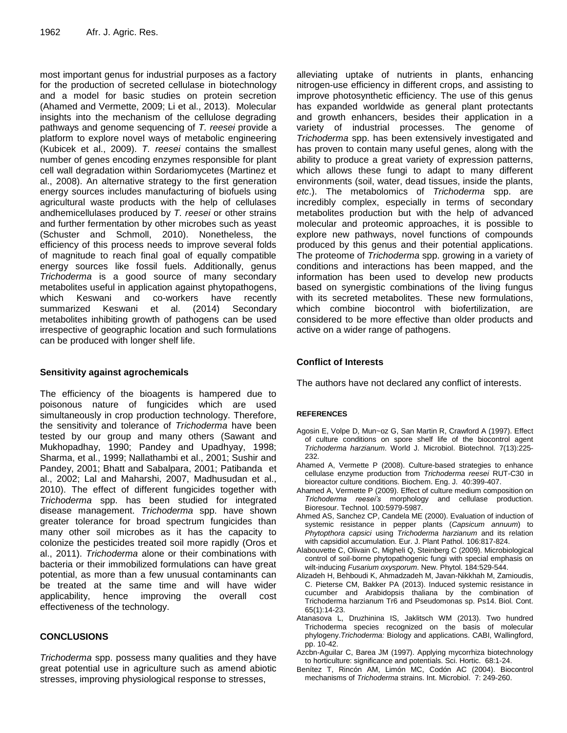most important genus for industrial purposes as a factory for the production of secreted cellulase in biotechnology and a model for basic studies on protein secretion (Ahamed and Vermette, 2009; Li et al., 2013). Molecular insights into the mechanism of the cellulose degrading pathways and genome sequencing of *T. reesei* provide a platform to explore novel ways of metabolic engineering (Kubicek et al., 2009). *T. reesei* contains the smallest number of genes encoding enzymes responsible for plant cell wall degradation within Sordariomycetes (Martinez et al., 2008). An alternative strategy to the first generation energy sources includes manufacturing of biofuels using agricultural waste products with the help of cellulases andhemicellulases produced by *T. reesei* or other strains and further fermentation by other microbes such as yeast (Schuster and Schmoll, 2010). Nonetheless, the efficiency of this process needs to improve several folds of magnitude to reach final goal of equally compatible energy sources like fossil fuels. Additionally, genus *Trichoderma* is a good source of many secondary metabolites useful in application against phytopathogens, which Keswani and co-workers have recently summarized Keswani et al. (2014) Secondary metabolites inhibiting growth of pathogens can be used irrespective of geographic location and such formulations can be produced with longer shelf life.

### Sensitivity against agrochemicals

The efficiency of the bioagents is hampered due to poisonous nature of fungicides which are used simultaneously in crop production technology. Therefore, the sensitivity and tolerance of *Trichoderma* have been tested by our group and many others (Sawant and Mukhopadhay, 1990; Pandey and Upadhyay, 1998; Sharma, et al., 1999; Nallathambi et al., 2001; Sushir and Pandey, 2001; Bhatt and Sabalpara, 2001; Patibanda et al., 2002; Lal and Maharshi, 2007, Madhusudan et al., 2010). The effect of different fungicides together with *Trichoderma* spp. has been studied for integrated disease management. *Trichoderma* spp. have shown greater tolerance for broad spectrum fungicides than many other soil microbes as it has the capacity to colonize the pesticides treated soil more rapidly (Oros et al., 2011). *Trichoderma* alone or their combinations with bacteria or their immobilized formulations can have great potential, as more than a few unusual contaminants can be treated at the same time and will have wider applicability, hence improving the overall cost effectiveness of the technology.

## CONCLUSIONS

*Trichoderma* spp. possess many qualities and they have great potential use in agriculture such as amend abiotic stresses, improving physiological response to stresses, alleviating uptake of nutrients in plants, enhancing nitrogen-use efficiency in different crops, and assisting to improve photosynthetic efficiency. The use of this genus has expanded worldwide as general plant protectants and growth enhancers, besides their application in a variety of industrial processes. The genome of *Trichoderma* spp. has been extensively investigated and has proven to contain many useful genes, along with the ability to produce a great variety of expression patterns, which allows these fungi to adapt to many different environments (soil, water, dead tissues, inside the plants, *etc*.). The metabolomics of *Trichoderma* spp. are incredibly complex, especially in terms of secondary metabolites production but with the help of advanced molecular and proteomic approaches, it is possible to explore new pathways, novel functions of compounds produced by this genus and their potential applications. The proteome of *Trichoderma* spp. growing in a variety of conditions and interactions has been mapped, and the information has been used to develop new products based on synergistic combinations of the living fungus with its secreted metabolites. These new formulations, which combine biocontrol with biofertilization, are considered to be more effective than older products and active on a wider range of pathogens.

### Conflict of Interests

The authors have not declared any conflict of interests.

## REFERENCES

Agosin E, Volpe D, Mun~oz G, San Martin R, Crawford A (1997). Effect of culture conditions on spore shelf life of the biocontrol agent *Trichoderma harzianum*. World J. Microbiol. Biotechnol. 7(13):225-232.

Ahamed A, Vermette P (2008). Culture-based strategies to enhance cellulase enzyme production from *Trichoderma reesei* RUT-C30 in bioreactor culture conditions. Biochem. Eng. J. 40:399-407.

Ahamed A, Vermette P (2009). Effect of culture medium composition on *Trichoderma reesei's* morphology and cellulase production. Bioresour. Technol. 100:5979-5987.

Ahmed AS, Sanchez CP, Candela ME (2000). Evaluation of induction of systemic resistance in pepper plants (*Capsicum annuum*) to *Phytopthora capsici* using *Trichoderma harzianum* and its relation with capsidiol accumulation. Eur. J. Plant Pathol. 106:817-824.

Alabouvette C, Olivain C, Migheli Q, Steinberg C (2009). Microbiological control of soil-borne phytopathogenic fungi with special emphasis on wilt-inducing *Fusarium oxysporum*. New. Phytol. 184:529-544.

Alizadeh H, Behboudi K, Ahmadzadeh M, Javan-Nikkhah M, Zamioudis, C. Pieterse CM, Bakker PA (2013). Induced systemic resistance in cucumber and Arabidopsis thaliana by the combination of Trichoderma harzianum Tr6 and Pseudomonas sp. Ps14. Biol. Cont. 65(1):14-23.

Atanasova L, Druzhinina IS, Jaklitsch WM (2013). Two hundred Trichoderma species recognized on the basis of molecular phylogeny.*Trichoderma:* Biology and applications. CABI, Wallingford, pp. 10-42.

Azcbn-Aguilar C, Barea JM (1997). Applying mycorrhiza biotechnology to horticulture: significance and potentials. Sci. Hortic. 68:1-24.

Benítez T, Rincón AM, Limón MC, Codón AC (2004). Biocontrol mechanisms of *Trichoderma* strains. Int. Microbiol. 7: 249-260.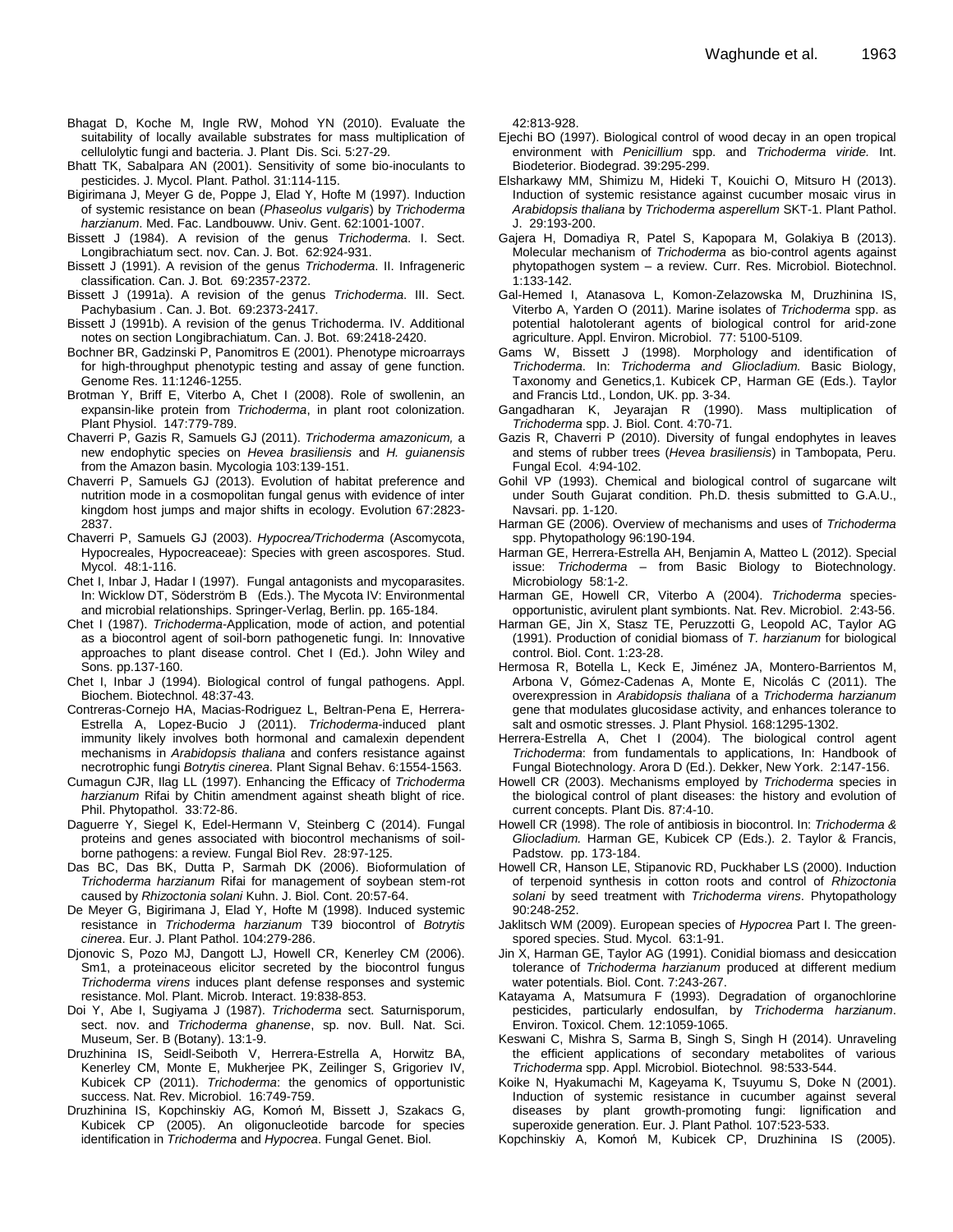Bhagat D, Koche M, Ingle RW, Mohod YN (2010). Evaluate the suitability of locally available substrates for mass multiplication of cellulolytic fungi and bacteria. J. Plant Dis. Sci. 5:27-29.

Bhatt TK, Sabalpara AN (2001). Sensitivity of some bio-inoculants to pesticides. J. Mycol. Plant. Pathol. 31:114-115.

Bigirimana J, Meyer G de, Poppe J, Elad Y, Hofte M (1997). Induction of systemic resistance on bean (*Phaseolus vulgaris*) by *Trichoderma harzianum*. Med. Fac. Landbouww. Univ. Gent. 62:1001-1007.

Bissett J (1984). A revision of the genus *Trichoderma*. I. Sect. Longibrachiatum sect. nov. Can. J. Bot. 62:924-931.

Bissett J (1991). A revision of the genus *Trichoderma*. II. Infrageneric classification. Can. J. Bot. 69:2357-2372.

Bissett J (1991a). A revision of the genus *Trichoderma*. III. Sect. Pachybasium . Can. J. Bot. 69:2373-2417.

Bissett J (1991b). A revision of the genus Trichoderma. IV. Additional notes on section Longibrachiatum. Can. J. Bot. 69:2418-2420.

Bochner BR, Gadzinski P, Panomitros E (2001). Phenotype microarrays for high-throughput phenotypic testing and assay of gene function. Genome Res. 11:1246-1255.

Brotman Y, Briff E, Viterbo A, Chet I (2008). Role of swollenin, an expansin-like protein from *Trichoderma*, in plant root colonization. Plant Physiol. 147:779-789.

Chaverri P, Gazis R, Samuels GJ (2011). *Trichoderma amazonicum,* a new endophytic species on *Hevea brasiliensis* and *H. guianensis* from the Amazon basin. Mycologia 103:139-151.

Chaverri P, Samuels GJ (2013). Evolution of habitat preference and nutrition mode in a cosmopolitan fungal genus with evidence of inter kingdom host jumps and major shifts in ecology. Evolution 67:2823-2837.

Chaverri P, Samuels GJ (2003). *Hypocrea/Trichoderma* (Ascomycota, Hypocreales, Hypocreaceae): Species with green ascospores. Stud. Mycol. 48:1-116.

Chet I, Inbar J, Hadar I (1997). Fungal antagonists and mycoparasites. In: Wicklow DT, Söderström B (Eds.). The Mycota IV: Environmental and microbial relationships. Springer-Verlag, Berlin. pp. 165-184.

Chet I (1987). *Trichoderma*-Application, mode of action, and potential as a biocontrol agent of soil-born pathogenetic fungi. In: Innovative approaches to plant disease control. Chet I (Ed.). John Wiley and Sons. pp.137-160.

Chet I, Inbar J (1994). Biological control of fungal pathogens. Appl. Biochem. Biotechnol. 48:37-43.

Contreras-Cornejo HA, Macias-Rodriguez L, Beltran-Pena E, Herrera-Estrella A, Lopez-Bucio J (2011). *Trichoderma*-induced plant immunity likely involves both hormonal and camalexin dependent mechanisms in *Arabidopsis thaliana* and confers resistance against necrotrophic fungi *Botrytis cinerea*. Plant Signal Behav. 6:1554-1563.

Cumagun CJR, Ilag LL (1997). Enhancing the Efficacy of *Trichoderma harzianum* Rifai by Chitin amendment against sheath blight of rice. Phil. Phytopathol. 33:72-86.

Daguerre Y, Siegel K, Edel-Hermann V, Steinberg C (2014). Fungal proteins and genes associated with biocontrol mechanisms of soil-borne pathogens: a review. Fungal Biol Rev. 28:97-125.

Das BC, Das BK, Dutta P, Sarmah DK (2006). Bioformulation of *Trichoderma harzianum* Rifai for management of soybean stem-rot caused by *Rhizoctonia solani* Kuhn. J. Biol. Cont. 20:57-64.

De Meyer G, Bigirimana J, Elad Y, Hofte M (1998). Induced systemic resistance in *Trichoderma harzianum* T39 biocontrol of *Botrytis cinerea*. Eur. J. Plant Pathol. 104:279-286.

Djonovic S, Pozo MJ, Dangott LJ, Howell CR, Kenerley CM (2006). Sm1, a proteinaceous elicitor secreted by the biocontrol fungus *Trichoderma virens* induces plant defense responses and systemic resistance. Mol. Plant. Microb. Interact. 19:838-853.

Doi Y, Abe I, Sugiyama J (1987). *Trichoderma* sect. Saturnisporum, sect. nov. and *Trichoderma ghanense*, sp. nov. Bull. Nat. Sci. Museum, Ser. B (Botany). 13:1-9.

Druzhinina IS, Seidl-Seiboth V, Herrera-Estrella A, Horwitz BA, Kenerley CM, Monte E, Mukherjee PK, Zeilinger S, Grigoriev IV, Kubicek CP (2011). *Trichoderma*: the genomics of opportunistic success. Nat. Rev. Microbiol. 16:749-759.

Druzhinina IS, Kopchinskiy AG, Komoń M, Bissett J, Szakacs G, Kubicek CP (2005). An oligonucleotide barcode for species identification in *Trichoderma* and *Hypocrea*. Fungal Genet. Biol. 42:813-928.

Ejechi BO (1997). Biological control of wood decay in an open tropical environment with *Penicillium* spp. and *Trichoderma viride.* Int. Biodeterior. Biodegrad. 39:295-299.

Elsharkawy MM, Shimizu M, Hideki T, Kouichi O, Mitsuro H (2013). Induction of systemic resistance against cucumber mosaic virus in *Arabidopsis thaliana* by *Trichoderma asperellum* SKT-1. Plant Pathol. J. 29:193-200.

Gajera H, Domadiya R, Patel S, Kapopara M, Golakiya B (2013). Molecular mechanism of *Trichoderma* as bio-control agents against phytopathogen system – a review. Curr. Res. Microbiol. Biotechnol. 1:133-142.

Gal-Hemed I, Atanasova L, Komon-Zelazowska M, Druzhinina IS, Viterbo A, Yarden O (2011). Marine isolates of *Trichoderma* spp. as potential halotolerant agents of biological control for arid-zone agriculture. Appl. Environ. Microbiol. 77: 5100-5109.

Gams W, Bissett J (1998). Morphology and identification of *Trichoderma*. In: *Trichoderma and Gliocladium.* Basic Biology, Taxonomy and Genetics,1. Kubicek CP, Harman GE (Eds.). Taylor and Francis Ltd., London, UK. pp. 3-34.

Gangadharan K, Jeyarajan R (1990). Mass multiplication of *Trichoderma* spp. J. Biol. Cont. 4:70-71.

Gazis R, Chaverri P (2010). Diversity of fungal endophytes in leaves and stems of rubber trees (*Hevea brasiliensis*) in Tambopata, Peru. Fungal Ecol. 4:94-102.

Gohil VP (1993). Chemical and biological control of sugarcane wilt under South Gujarat condition. Ph.D. thesis submitted to G.A.U., Navsari. pp. 1-120.

Harman GE (2006). Overview of mechanisms and uses of *Trichoderma* spp. Phytopathology 96:190-194.

Harman GE, Herrera-Estrella AH, Benjamin A, Matteo L (2012). Special issue: *Trichoderma* – from Basic Biology to Biotechnology. Microbiology 58:1-2.

Harman GE, Howell CR, Viterbo A (2004). *Trichoderma* species-opportunistic, avirulent plant symbionts. Nat. Rev. Microbiol. 2:43-56.

Harman GE, Jin X, Stasz TE, Peruzzotti G, Leopold AC, Taylor AG (1991). Production of conidial biomass of *T. harzianum* for biological control. Biol. Cont. 1:23-28.

Hermosa R, Botella L, Keck E, Jiménez JA, Montero-Barrientos M, Arbona V, Gómez-Cadenas A, Monte E, Nicolás C (2011). The overexpression in *Arabidopsis thaliana* of a *Trichoderma harzianum* gene that modulates glucosidase activity, and enhances tolerance to salt and osmotic stresses. J. Plant Physiol. 168:1295-1302.

Herrera-Estrella A, Chet I (2004). The biological control agent *Trichoderma*: from fundamentals to applications, In: Handbook of Fungal Biotechnology. Arora D (Ed.). Dekker, New York. 2:147-156.

Howell CR (2003). Mechanisms employed by *Trichoderma* species in the biological control of plant diseases: the history and evolution of current concepts. Plant Dis. 87:4-10.

Howell CR (1998). The role of antibiosis in biocontrol. In: *Trichoderma & Gliocladium.* Harman GE, Kubicek CP (Eds.). 2. Taylor & Francis, Padstow. pp. 173-184.

Howell CR, Hanson LE, Stipanovic RD, Puckhaber LS (2000). Induction of terpenoid synthesis in cotton roots and control of *Rhizoctonia solani* by seed treatment with *Trichoderma virens*. Phytopathology 90:248-252.

Jaklitsch WM (2009). European species of *Hypocrea* Part I. The green-spored species. Stud. Mycol. 63:1-91.

Jin X, Harman GE, Taylor AG (1991). Conidial biomass and desiccation tolerance of *Trichoderma harzianum* produced at different medium water potentials. Biol. Cont. 7:243-267.

Katayama A, Matsumura F (1993). Degradation of organochlorine pesticides, particularly endosulfan, by *Trichoderma harzianum*. Environ. Toxicol. Chem. 12:1059-1065.

Keswani C, Mishra S, Sarma B, Singh S, Singh H (2014). Unraveling the efficient applications of secondary metabolites of various *Trichoderma* spp. Appl. Microbiol. Biotechnol. 98:533-544.

Koike N, Hyakumachi M, Kageyama K, Tsuyumu S, Doke N (2001). Induction of systemic resistance in cucumber against several diseases by plant growth-promoting fungi: lignification and superoxide generation. Eur. J. Plant Pathol. 107:523-533.

Kopchinskiy A, Komoń M, Kubicek CP, Druzhinina IS (2005).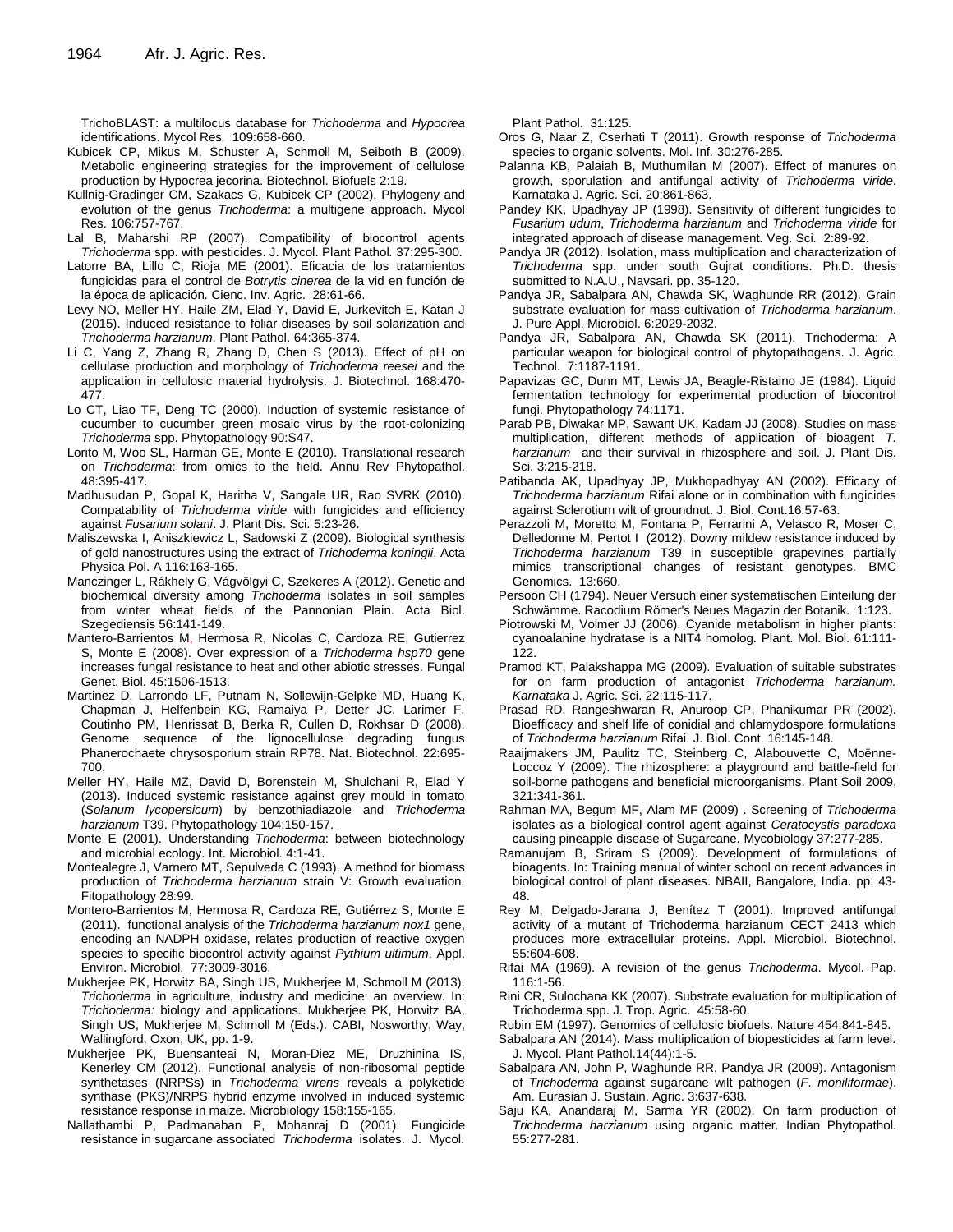TrichoBLAST: a multilocus database for *Trichoderma* and *Hypocrea* identifications. Mycol Res. 109:658-660.

Kubicek CP, Mikus M, Schuster A, Schmoll M, Seiboth B (2009). Metabolic engineering strategies for the improvement of cellulose production by Hypocrea jecorina. Biotechnol. Biofuels 2:19.

Kullnig-Gradinger CM, Szakacs G, Kubicek CP (2002). Phylogeny and evolution of the genus *Trichoderma*: a multigene approach. Mycol Res. 106:757-767.

Lal B, Maharshi RP (2007). Compatibility of biocontrol agents *Trichoderma* spp. with pesticides. J. Mycol. Plant Pathol. 37:295-300.

Latorre BA, Lillo C, Rioja ME (2001). Eficacia de los tratamientos fungicidas para el control de *Botrytis cinerea* de la vid en función de la época de aplicación. Cienc. Inv. Agric. 28:61-66.

Levy NO, Meller HY, Haile ZM, Elad Y, David E, Jurkevitch E, Katan J (2015). Induced resistance to foliar diseases by soil solarization and *Trichoderma harzianum*. Plant Pathol. 64:365-374.

Li C, Yang Z, Zhang R, Zhang D, Chen S (2013). Effect of pH on cellulase production and morphology of *Trichoderma reesei* and the application in cellulosic material hydrolysis. J. Biotechnol. 168:470-477.

Lo CT, Liao TF, Deng TC (2000). Induction of systemic resistance of cucumber to cucumber green mosaic virus by the root-colonizing *Trichoderma* spp. Phytopathology 90:S47.

Lorito M, Woo SL, Harman GE, Monte E (2010). Translational research on *Trichoderma*: from omics to the field. Annu Rev Phytopathol. 48:395-417.

Madhusudan P, Gopal K, Haritha V, Sangale UR, Rao SVRK (2010). Compatability of *Trichoderma viride* with fungicides and efficiency against *Fusarium solani*. J. Plant Dis. Sci. 5:23-26.

Maliszewska I, Aniszkiewicz L, Sadowski Z (2009). Biological synthesis of gold nanostructures using the extract of *Trichoderma koningii*. Acta Physica Pol. A 116:163-165.

Manczinger L, Rákhely G, Vágvölgyi C, Szekeres A (2012). Genetic and biochemical diversity among *Trichoderma* isolates in soil samples from winter wheat fields of the Pannonian Plain. Acta Biol. Szegediensis 56:141-149.

Mantero-Barrientos M, Hermosa R, Nicolas C, Cardoza RE, Gutierrez S, Monte E (2008). Over expression of a *Trichoderma hsp70* gene increases fungal resistance to heat and other abiotic stresses. Fungal Genet. Biol. 45:1506-1513.

Martinez D, Larrondo LF, Putnam N, Sollewijn-Gelpke MD, Huang K, Chapman J, Helfenbein KG, Ramaiya P, Detter JC, Larimer F, Coutinho PM, Henrissat B, Berka R, Cullen D, Rokhsar D (2008). Genome sequence of the lignocellulose degrading fungus Phanerochaete chrysosporium strain RP78. Nat. Biotechnol. 22:695-700.

Meller HY, Haile MZ, David D, Borenstein M, Shulchani R, Elad Y (2013). Induced systemic resistance against grey mould in tomato (*Solanum lycopersicum*) by benzothiadiazole and *Trichoderma harzianum* T39. Phytopathology 104:150-157.

Monte E (2001). Understanding *Trichoderma*: between biotechnology and microbial ecology. Int. Microbiol. 4:1-41.

Montealegre J, Varnero MT, Sepulveda C (1993). A method for biomass production of *Trichoderma harzianum* strain V: Growth evaluation. Fitopathology 28:99.

Montero-Barrientos M, Hermosa R, Cardoza RE, Gutiérrez S, Monte E (2011). functional analysis of the *Trichoderma harzianum nox1* gene, encoding an NADPH oxidase, relates production of reactive oxygen species to specific biocontrol activity against *Pythium ultimum*. Appl. Environ. Microbiol. 77:3009-3016.

Mukherjee PK, Horwitz BA, Singh US, Mukherjee M, Schmoll M (2013). *Trichoderma* in agriculture, industry and medicine: an overview. In: *Trichoderma:* biology and applications. Mukherjee PK, Horwitz BA, Singh US, Mukherjee M, Schmoll M (Eds.). CABI, Nosworthy, Way, Wallingford, Oxon, UK, pp. 1-9.

Mukherjee PK, Buensanteai N, Moran-Diez ME, Druzhinina IS, Kenerley CM (2012). Functional analysis of non-ribosomal peptide synthetases (NRPSs) in *Trichoderma virens* reveals a polyketide synthase (PKS)/NRPS hybrid enzyme involved in induced systemic resistance response in maize. Microbiology 158:155-165.

Nallathambi P, Padmanaban P, Mohanraj D (2001). Fungicide resistance in sugarcane associated *Trichoderma* isolates. J. Mycol. Plant Pathol. 31:125.

Oros G, Naar Z, Cserhati T (2011). Growth response of *Trichoderma* species to organic solvents. Mol. Inf. 30:276-285.

Palanna KB, Palaiah B, Muthumilan M (2007). Effect of manures on growth, sporulation and antifungal activity of *Trichoderma viride*. Karnataka J. Agric. Sci. 20:861-863.

Pandey KK, Upadhyay JP (1998). Sensitivity of different fungicides to *Fusarium udum*, *Trichoderma harzianum* and *Trichoderma viride* for integrated approach of disease management. Veg. Sci. 2:89-92.

Pandya JR (2012). Isolation, mass multiplication and characterization of *Trichoderma* spp. under south Gujrat conditions. Ph.D. thesis submitted to N.A.U., Navsari. pp. 35-120.

Pandya JR, Sabalpara AN, Chawda SK, Waghunde RR (2012). Grain substrate evaluation for mass cultivation of *Trichoderma harzianum*. J. Pure Appl. Microbiol. 6:2029-2032.

Pandya JR, Sabalpara AN, Chawda SK (2011). Trichoderma: A particular weapon for biological control of phytopathogens. J. Agric. Technol. 7:1187-1191.

Papavizas GC, Dunn MT, Lewis JA, Beagle-Ristaino JE (1984). Liquid fermentation technology for experimental production of biocontrol fungi. Phytopathology 74:1171.

Parab PB, Diwakar MP, Sawant UK, Kadam JJ (2008). Studies on mass multiplication, different methods of application of bioagent *T. harzianum* and their survival in rhizosphere and soil. J. Plant Dis. Sci. 3:215-218.

Patibanda AK, Upadhyay JP, Mukhopadhyay AN (2002). Efficacy of *Trichoderma harzianum* Rifai alone or in combination with fungicides against Sclerotium wilt of groundnut. J. Biol. Cont.16:57-63.

Perazzoli M, Moretto M, Fontana P, Ferrarini A, Velasco R, Moser C, Delledonne M, Pertot I (2012). Downy mildew resistance induced by *Trichoderma harzianum* T39 in susceptible grapevines partially mimics transcriptional changes of resistant genotypes. BMC Genomics. 13:660.

Persoon CH (1794). Neuer Versuch einer systematischen Einteilung der Schwämme. Racodium Römer's Neues Magazin der Botanik. 1:123.

Piotrowski M, Volmer JJ (2006). Cyanide metabolism in higher plants: cyanoalanine hydratase is a NIT4 homolog. Plant. Mol. Biol. 61:111-122.

Pramod KT, Palakshappa MG (2009). Evaluation of suitable substrates for on farm production of antagonist *Trichoderma harzianum. Karnataka* J. Agric. Sci. 22:115-117.

Prasad RD, Rangeshwaran R, Anuroop CP, Phanikumar PR (2002). Bioefficacy and shelf life of conidial and chlamydospore formulations of *Trichoderma harzianum* Rifai. J. Biol. Cont. 16:145-148.

Raaijmakers JM, Paulitz TC, Steinberg C, Alabouvette C, Moënne-Loccoz Y (2009). The rhizosphere: a playground and battle-field for soil-borne pathogens and beneficial microorganisms. Plant Soil 2009, 321:341-361.

Rahman MA, Begum MF, Alam MF (2009) . Screening of *Trichoderma* isolates as a biological control agent against *Ceratocystis paradoxa* causing pineapple disease of Sugarcane. Mycobiology 37:277-285.

Ramanujam B, Sriram S (2009). Development of formulations of bioagents. In: Training manual of winter school on recent advances in biological control of plant diseases. NBAII, Bangalore, India. pp. 43-48.

Rey M, Delgado-Jarana J, Benítez T (2001). Improved antifungal activity of a mutant of Trichoderma harzianum CECT 2413 which produces more extracellular proteins. Appl. Microbiol. Biotechnol. 55:604-608.

Rifai MA (1969). A revision of the genus *Trichoderma*. Mycol. Pap. 116:1-56.

Rini CR, Sulochana KK (2007). Substrate evaluation for multiplication of Trichoderma spp. J. Trop. Agric. 45:58-60.

Rubin EM (1997). Genomics of cellulosic biofuels. Nature 454:841-845.

Sabalpara AN (2014). Mass multiplication of biopesticides at farm level. J. Mycol. Plant Pathol.14(44):1-5.

Sabalpara AN, John P, Waghunde RR, Pandya JR (2009). Antagonism of *Trichoderma* against sugarcane wilt pathogen (*F. moniliformae*). Am. Eurasian J. Sustain. Agric. 3:637-638.

Saju KA, Anandaraj M, Sarma YR (2002). On farm production of *Trichoderma harzianum* using organic matter. Indian Phytopathol. 55:277-281.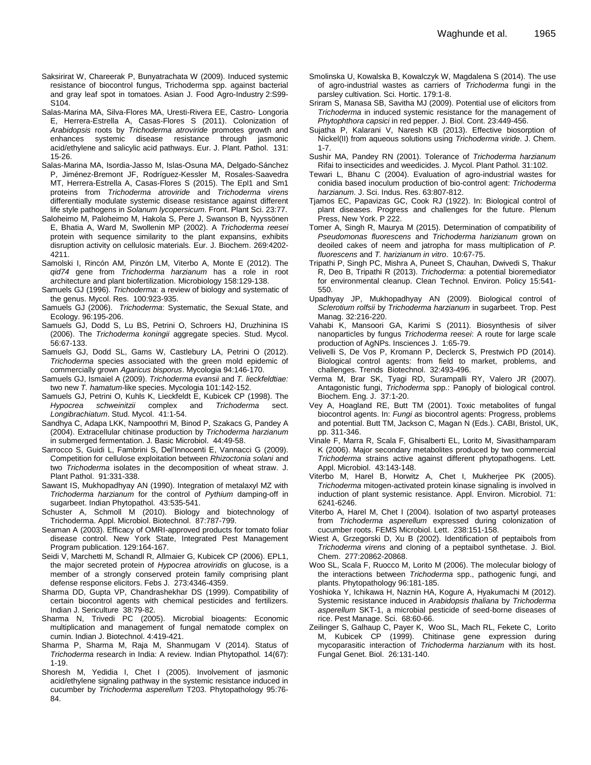Saksirirat W, Chareerak P, Bunyatrachata W (2009). Induced systemic resistance of biocontrol fungus, Trichoderma spp. against bacterial and gray leaf spot in tomatoes. Asian J. Food Agro-Industry 2:S99-S104.

Salas-Marina MA, Silva-Flores MA, Uresti-Rivera EE, Castro- Longoria E, Herrera-Estrella A, Casas-Flores S (2011). Colonization of *Arabidopsis* roots by *Trichoderma atroviride* promotes growth and enhances systemic disease resistance through jasmonic acid/ethylene and salicylic acid pathways. Eur. J. Plant. Pathol. 131: 15-26.

Salas-Marina MA, Isordia-Jasso M, Islas-Osuna MA, Delgado-Sánchez P, Jiménez-Bremont JF, Rodríguez-Kessler M, Rosales-Saavedra MT, Herrera-Estrella A, Casas-Flores S (2015). The Epl1 and Sm1 proteins from *Trichoderma atroviride* and *Trichoderma virens* differentially modulate systemic disease resistance against different life style pathogens in *Solanum lycopersicum*. Front. Plant Sci. 23:77.

Saloheimo M, Paloheimo M, Hakola S, Pere J, Swanson B, Nyyssönen E, Bhatia A, Ward M, Swollenin MP (2002). A *Trichoderma reesei* protein with sequence similarity to the plant expansins, exhibits disruption activity on cellulosic materials. Eur. J. Biochem. 269:4202-4211.

Samolski I, Rincón AM, Pinzón LM, Viterbo A, Monte E (2012). The *qid74* gene from *Trichoderma harzianum* has a role in root architecture and plant biofertilization. Microbiology 158:129-138.

Samuels GJ (1996). *Trichoderma*: a review of biology and systematic of the genus. Mycol. Res. 100:923-935.

Samuels GJ (2006). *Trichoderma*: Systematic, the Sexual State, and Ecology. 96:195-206.

Samuels GJ, Dodd S, Lu BS, Petrini O, Schroers HJ, Druzhinina IS (2006). The *Trichoderma koningii* aggregate species. Stud. Mycol. 56:67-133.

Samuels GJ, Dodd SL, Gams W, Castlebury LA, Petrini O (2012). *Trichoderma* species associated with the green mold epidemic of commercially grown *Agaricus bisporus*. Mycologia 94:146-170.

Samuels GJ, Ismaiel A (2009). *Trichoderma evansii* and *T. lieckfeldtiae:* two new *T. hamatum*-like species. Mycologia 101:142-152.

Samuels GJ, Petrini O, Kuhls K, Lieckfeldt E, Kubicek CP (1998). The *Hypocrea schweinitzii* complex and *Trichoderma* sect. *Longibrachiatum*. Stud. Mycol. 41:1-54.

Sandhya C, Adapa LKK, Nampoothri M, Binod P, Szakacs G, Pandey A (2004). Extracellular chitinase production by *Trichoderma harzianum* in submerged fermentation. J. Basic Microbiol. 44:49-58.

Sarrocco S, Guidi L, Fambrini S, Del'Innocenti E, Vannacci G (2009). Competition for cellulose exploitation between *Rhizoctonia solani* and two *Trichoderma* isolates in the decomposition of wheat straw. J. Plant Pathol. 91:331-338.

Sawant IS, Mukhopadhyay AN (1990). Integration of metalaxyl MZ with *Trichoderma harzianum* for the control of *Pythium* damping-off in sugarbeet. Indian Phytopathol. 43:535-541.

Schuster A, Schmoll M (2010). Biology and biotechnology of Trichoderma. Appl. Microbiol. Biotechnol. 87:787-799.

Seaman A (2003). Efficacy of OMRI-approved products for tomato foliar disease control. New York State, Integrated Pest Management Program publication. 129:164-167.

Seidi V, Marchetti M, Schandl R, Allmaier G, Kubicek CP (2006). EPL1, the major secreted protein of *Hypocrea atroviridis* on glucose, is a member of a strongly conserved protein family comprising plant defense response elicitors. Febs J. 273:4346-4359.

Sharma DD, Gupta VP, Chandrashekhar DS (1999). Compatibility of certain biocontrol agents with chemical pesticides and fertilizers. Indian J. Sericulture 38:79-82.

Sharma N, Trivedi PC (2005). Microbial bioagents: Economic multiplication and management of fungal nematode complex on cumin. Indian J. Biotechnol. 4:419-421.

Sharma P, Sharma M, Raja M, Shanmugam V (2014). Status of *Trichoderma* research in India: A review. Indian Phytopathol*.* 14(67): 1-19.

Shoresh M, Yedidia I, Chet I (2005). Involvement of jasmonic acid/ethylene signaling pathway in the systemic resistance induced in cucumber by *Trichoderma asperellum* T203. Phytopathology 95:76-84.

Smolinska U, Kowalska B, Kowalczyk W, Magdalena S (2014). The use of agro-industrial wastes as carriers of *Trichoderma* fungi in the parsley cultivation. Sci. Hortic. 179:1-8.

Sriram S, Manasa SB, Savitha MJ (2009). Potential use of elicitors from *Trichoderma* in induced systemic resistance for the management of *Phytophthora capsici* in red pepper. J. Biol. Cont. 23:449-456.

Sujatha P, Kalarani V, Naresh KB (2013). Effective biosorption of Nickel(II) from aqueous solutions using *Trichoderma viride*. J. Chem. 1-7.

Sushir MA, Pandey RN (2001). Tolerance of *Trichoderma harzianum* Rifai to insecticides and weedicides. J. Mycol. Plant Pathol. 31:102.

Tewari L, Bhanu C (2004). Evaluation of agro-industrial wastes for conidia based inoculum production of bio-control agent: *Trichoderma harzianum*. J. Sci. Indus. Res. 63:807-812.

Tjamos EC, Papavizas GC, Cook RJ (1922). In: Biological control of plant diseases. Progress and challenges for the future. Plenum Press, New York. P 222.

Tomer A, Singh R, Maurya M (2015). Determination of compatibility of *Pseudomonas fluorescens* and *Trichoderma harizianum* grown on deoiled cakes of neem and jatropha for mass multiplication of *P. fluorescens* and *T. harizianum in vitro*. 10:67-75.

Tripathi P, Singh PC, Mishra A, Puneet S, Chauhan, Dwivedi S, Thakur R, Deo B, Tripathi R (2013). *Trichoderma*: a potential bioremediator for environmental cleanup. Clean Technol. Environ. Policy 15:541-550.

Upadhyay JP, Mukhopadhyay AN (2009). Biological control of *Sclerotium rolfsii* by *Trichoderma harzianum* in sugarbeet. Trop. Pest Manag. 32:216-220.

Vahabi K, Mansoori GA, Karimi S (2011). Biosynthesis of silver nanoparticles by fungus *Trichoderma reesei*: A route for large scale production of AgNPs. Insciences J. 1:65-79.

Velivelli S, De Vos P, Kromann P, Declerck S, Prestwich PD (2014). Biological control agents: from field to market, problems, and challenges. Trends Biotechnol. 32:493-496.

Verma M, Brar SK, Tyagi RD, Surampalli RY, Valero JR (2007). Antagonistic fungi, *Trichoderma* spp.: Panoply of biological control. Biochem. Eng. J. 37:1-20.

Vey A, Hoagland RE, Butt TM (2001). Toxic metabolites of fungal biocontrol agents. In: *Fungi as* biocontrol agents: Progress, problems and potential. Butt TM, Jackson C, Magan N (Eds.). CABI, Bristol, UK, pp. 311-346.

Vinale F, Marra R, Scala F, Ghisalberti EL, Lorito M, Sivasithamparam K (2006). Major secondary metabolites produced by two commercial *Trichoderma* strains active against different phytopathogens. Lett. Appl. Microbiol. 43:143-148.

Viterbo M, Harel B, Horwitz A, Chet I, Mukherjee PK (2005). *Trichoderma* mitogen-activated protein kinase signaling is involved in induction of plant systemic resistance. Appl. Environ. Microbiol. 71: 6241-6246.

Viterbo A, Harel M, Chet I (2004). Isolation of two aspartyl proteases from *Trichoderma asperellum* expressed during colonization of cucumber roots. FEMS Microbiol. Lett. 238:151-158.

Wiest A, Grzegorski D, Xu B (2002). Identification of peptaibols from *Trichoderma virens* and cloning of a peptaibol synthetase. J. Biol. Chem. 277:20862-20868.

Woo SL, Scala F, Ruocco M, Lorito M (2006). The molecular biology of the interactions between *Trichoderma* spp., pathogenic fungi, and plants. Phytopathology 96:181-185.

Yoshioka Y, Ichikawa H, Naznin HA, Kogure A, Hyakumachi M (2012). Systemic resistance induced in *Arabidopsis thaliana* by *Trichoderma asperellum* SKT-1, a microbial pesticide of seed-borne diseases of rice. Pest Manage. Sci. 68:60-66.

Zeilinger S, Galhaup C, Payer K, Woo SL, Mach RL, Fekete C, Lorito M, Kubicek CP (1999). Chitinase gene expression during mycoparasitic interaction of *Trichoderma harzianum* with its host. Fungal Genet. Biol. 26:131-140.